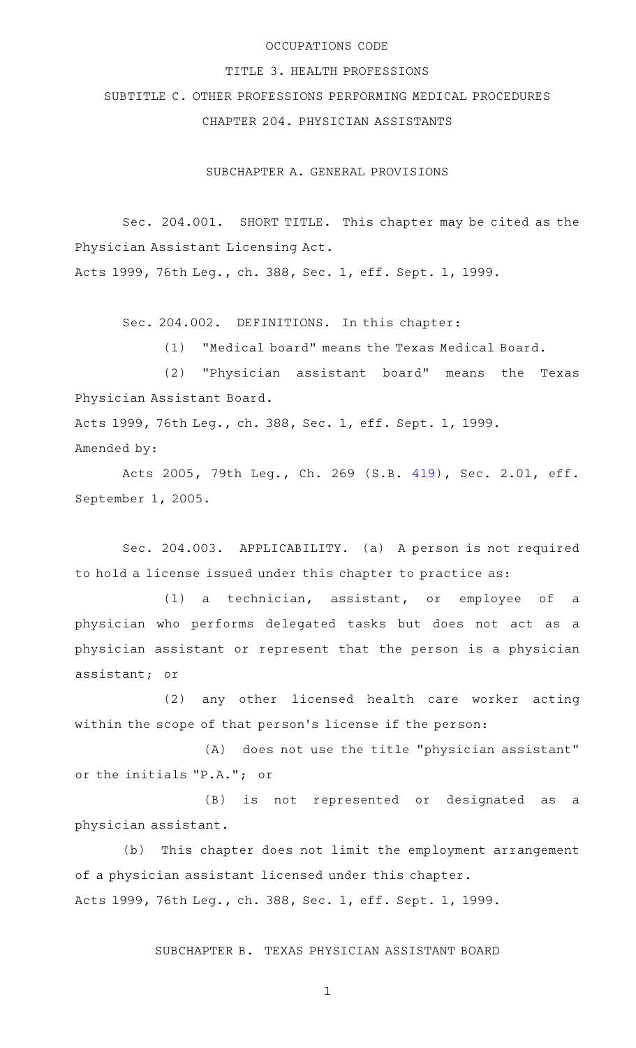# OCCUPATIONS CODE

## TITLE 3. HEALTH PROFESSIONS

## SUBTITLE C. OTHER PROFESSIONS PERFORMING MEDICAL PROCEDURES

## CHAPTER 204. PHYSICIAN ASSISTANTS

### SUBCHAPTER A. GENERAL PROVISIONS

Sec. 204.001. SHORT TITLE. This chapter may be cited as the Physician Assistant Licensing Act.

Acts 1999, 76th Leg., ch. 388, Sec. 1, eff. Sept. 1, 1999.

Sec. 204.002. DEFINITIONS. In this chapter:

(1) "Medical board" means the Texas Medical Board.

(2) "Physician assistant board" means the Texas Physician Assistant Board.

Acts 1999, 76th Leg., ch. 388, Sec. 1, eff. Sept. 1, 1999.

Amended by:

Acts 2005, 79th Leg., Ch. 269 (S.B. 419), Sec. 2.01, eff. September 1, 2005.

Sec. 204.003. APPLICABILITY. (a) A person is not required to hold a license issued under this chapter to practice as:

(1) a technician, assistant, or employee of a physician who performs delegated tasks but does not act as a physician assistant or represent that the person is a physician assistant; or

(2) any other licensed health care worker acting within the scope of that person's license if the person:

(A) does not use the title "physician assistant" or the initials "P.A."; or

(B) is not represented or designated as a physician assistant.

(b) This chapter does not limit the employment arrangement of a physician assistant licensed under this chapter.

Acts 1999, 76th Leg., ch. 388, Sec. 1, eff. Sept. 1, 1999.

### SUBCHAPTER B. TEXAS PHYSICIAN ASSISTANT BOARD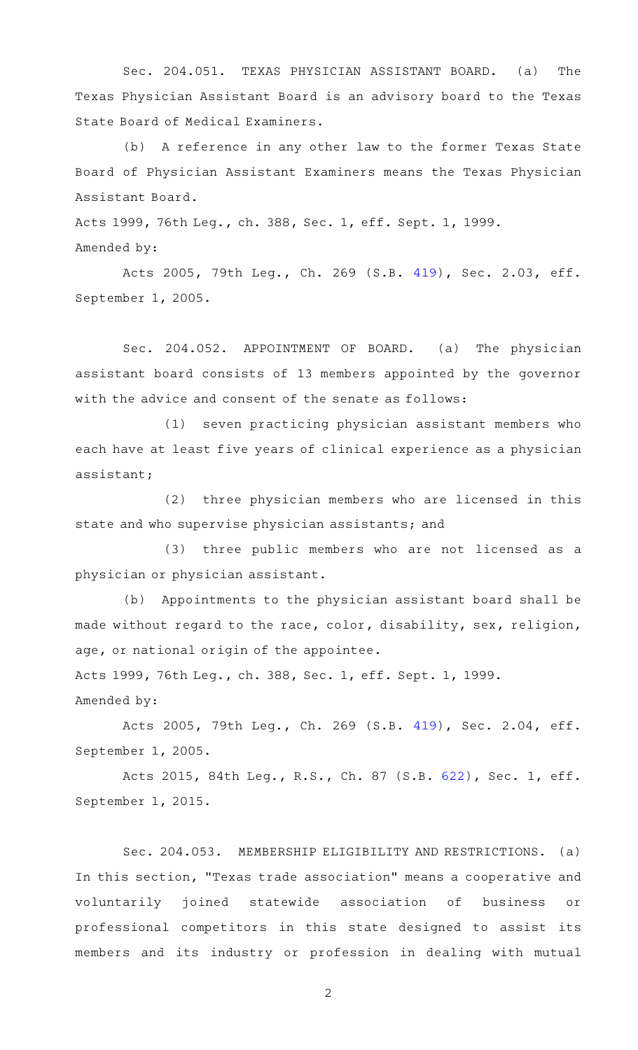Sec. 204.051. TEXAS PHYSICIAN ASSISTANT BOARD. (a) The Texas Physician Assistant Board is an advisory board to the Texas State Board of Medical Examiners.

(b) A reference in any other law to the former Texas State Board of Physician Assistant Examiners means the Texas Physician Assistant Board.

Acts 1999, 76th Leg., ch. 388, Sec. 1, eff. Sept. 1, 1999.

Amended by:

Acts 2005, 79th Leg., Ch. 269 (S.B. 419), Sec. 2.03, eff. September 1, 2005.

Sec. 204.052. APPOINTMENT OF BOARD. (a) The physician assistant board consists of 13 members appointed by the governor with the advice and consent of the senate as follows:

(1) seven practicing physician assistant members who each have at least five years of clinical experience as a physician assistant;

(2) three physician members who are licensed in this state and who supervise physician assistants; and

(3) three public members who are not licensed as a physician or physician assistant.

(b) Appointments to the physician assistant board shall be made without regard to the race, color, disability, sex, religion, age, or national origin of the appointee.

Acts 1999, 76th Leg., ch. 388, Sec. 1, eff. Sept. 1, 1999.

Amended by:

Acts 2005, 79th Leg., Ch. 269 (S.B. 419), Sec. 2.04, eff. September 1, 2005.

Acts 2015, 84th Leg., R.S., Ch. 87 (S.B. 622), Sec. 1, eff. September 1, 2015.

Sec. 204.053. MEMBERSHIP ELIGIBILITY AND RESTRICTIONS. (a) In this section, "Texas trade association" means a cooperative and voluntarily joined statewide association of business or professional competitors in this state designed to assist its members and its industry or profession in dealing with mutual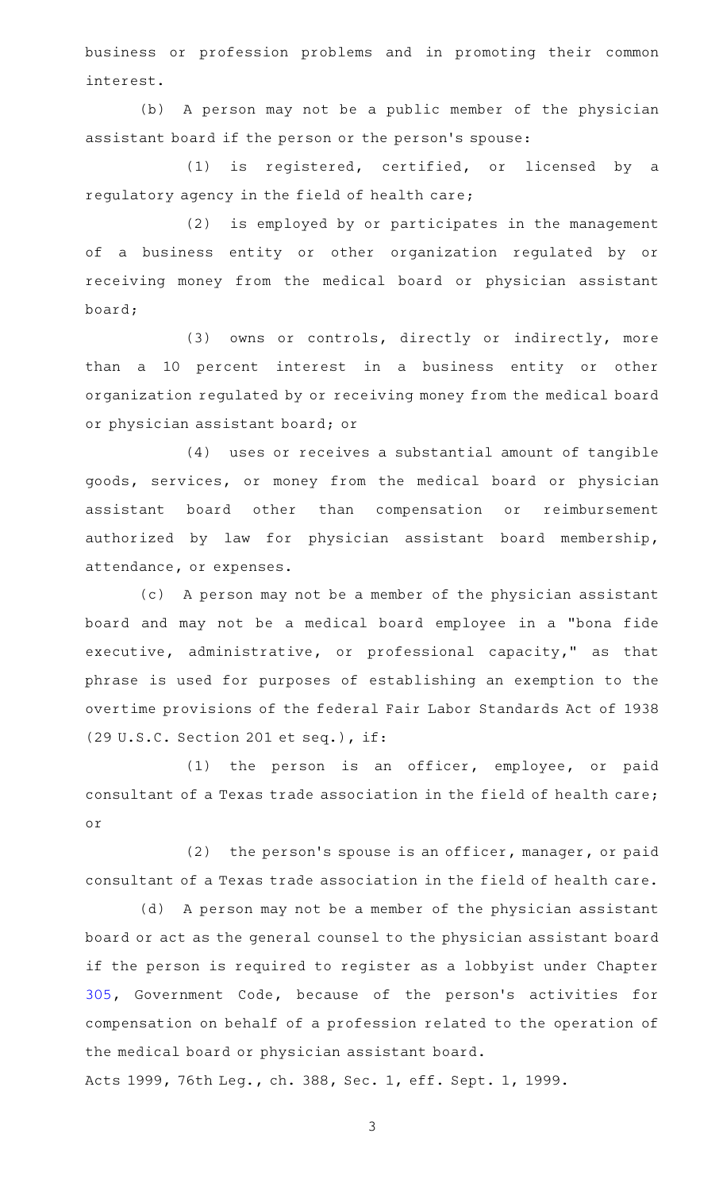business or profession problems and in promoting their common interest.

(b) A person may not be a public member of the physician assistant board if the person or the person's spouse:

(1) is registered, certified, or licensed by a regulatory agency in the field of health care;

(2) is employed by or participates in the management of a business entity or other organization regulated by or receiving money from the medical board or physician assistant board;

(3) owns or controls, directly or indirectly, more than a 10 percent interest in a business entity or other organization regulated by or receiving money from the medical board or physician assistant board; or

(4) uses or receives a substantial amount of tangible goods, services, or money from the medical board or physician assistant board other than compensation or reimbursement authorized by law for physician assistant board membership, attendance, or expenses.

(c) A person may not be a member of the physician assistant board and may not be a medical board employee in a "bona fide executive, administrative, or professional capacity," as that phrase is used for purposes of establishing an exemption to the overtime provisions of the federal Fair Labor Standards Act of 1938 (29 U.S.C. Section 201 et seq.), if:

(1) the person is an officer, employee, or paid consultant of a Texas trade association in the field of health care; or

(2) the person's spouse is an officer, manager, or paid consultant of a Texas trade association in the field of health care.

(d) A person may not be a member of the physician assistant board or act as the general counsel to the physician assistant board if the person is required to register as a lobbyist under Chapter 305, Government Code, because of the person's activities for compensation on behalf of a profession related to the operation of the medical board or physician assistant board.

Acts 1999, 76th Leg., ch. 388, Sec. 1, eff. Sept. 1, 1999.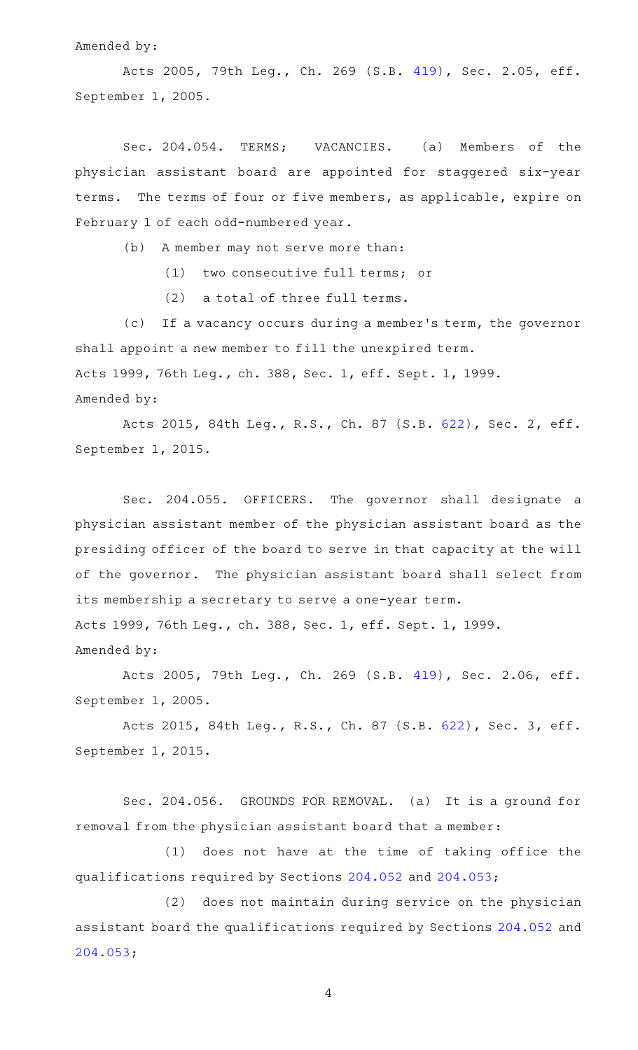Amended by:

Acts 2005, 79th Leg., Ch. 269 (S.B. 419), Sec. 2.05, eff. September 1, 2005.

Sec. 204.054. TERMS; VACANCIES. (a) Members of the physician assistant board are appointed for staggered six-year terms. The terms of four or five members, as applicable, expire on February 1 of each odd-numbered year.

(b) A member may not serve more than:

(1) two consecutive full terms; or

(2) a total of three full terms.

(c) If a vacancy occurs during a member's term, the governor shall appoint a new member to fill the unexpired term.

Acts 1999, 76th Leg., ch. 388, Sec. 1, eff. Sept. 1, 1999.

Amended by:

Acts 2015, 84th Leg., R.S., Ch. 87 (S.B. 622), Sec. 2, eff. September 1, 2015.

Sec. 204.055. OFFICERS. The governor shall designate a physician assistant member of the physician assistant board as the presiding officer of the board to serve in that capacity at the will of the governor. The physician assistant board shall select from its membership a secretary to serve a one-year term.

Acts 1999, 76th Leg., ch. 388, Sec. 1, eff. Sept. 1, 1999.

Amended by:

Acts 2005, 79th Leg., Ch. 269 (S.B. 419), Sec. 2.06, eff. September 1, 2005.

Acts 2015, 84th Leg., R.S., Ch. 87 (S.B. 622), Sec. 3, eff. September 1, 2015.

Sec. 204.056. GROUNDS FOR REMOVAL. (a) It is a ground for removal from the physician assistant board that a member:

(1) does not have at the time of taking office the qualifications required by Sections 204.052 and 204.053;

(2) does not maintain during service on the physician assistant board the qualifications required by Sections 204.052 and 204.053;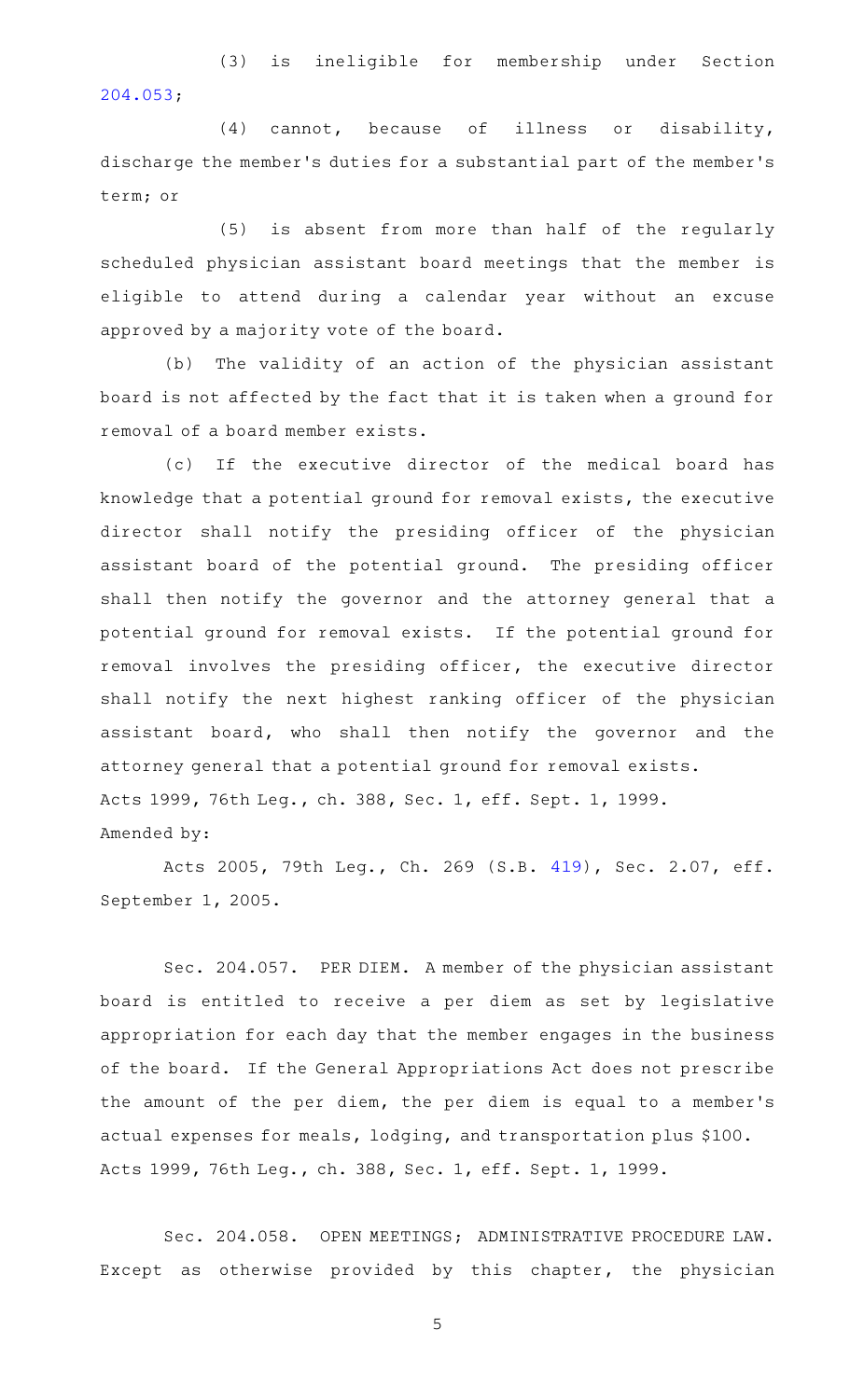(3) is ineligible for membership under Section 204.053;

(4) cannot, because of illness or disability, discharge the member's duties for a substantial part of the member's term; or

(5) is absent from more than half of the regularly scheduled physician assistant board meetings that the member is eligible to attend during a calendar year without an excuse approved by a majority vote of the board.

(b) The validity of an action of the physician assistant board is not affected by the fact that it is taken when a ground for removal of a board member exists.

(c) If the executive director of the medical board has knowledge that a potential ground for removal exists, the executive director shall notify the presiding officer of the physician assistant board of the potential ground. The presiding officer shall then notify the governor and the attorney general that a potential ground for removal exists. If the potential ground for removal involves the presiding officer, the executive director shall notify the next highest ranking officer of the physician assistant board, who shall then notify the governor and the attorney general that a potential ground for removal exists.

Acts 1999, 76th Leg., ch. 388, Sec. 1, eff. Sept. 1, 1999.

Amended by:

Acts 2005, 79th Leg., Ch. 269 (S.B. 419), Sec. 2.07, eff. September 1, 2005.

Sec. 204.057. PER DIEM. A member of the physician assistant board is entitled to receive a per diem as set by legislative appropriation for each day that the member engages in the business of the board. If the General Appropriations Act does not prescribe the amount of the per diem, the per diem is equal to a member's actual expenses for meals, lodging, and transportation plus $100.

Acts 1999, 76th Leg., ch. 388, Sec. 1, eff. Sept. 1, 1999.

Sec. 204.058. OPEN MEETINGS; ADMINISTRATIVE PROCEDURE LAW. Except as otherwise provided by this chapter, the physician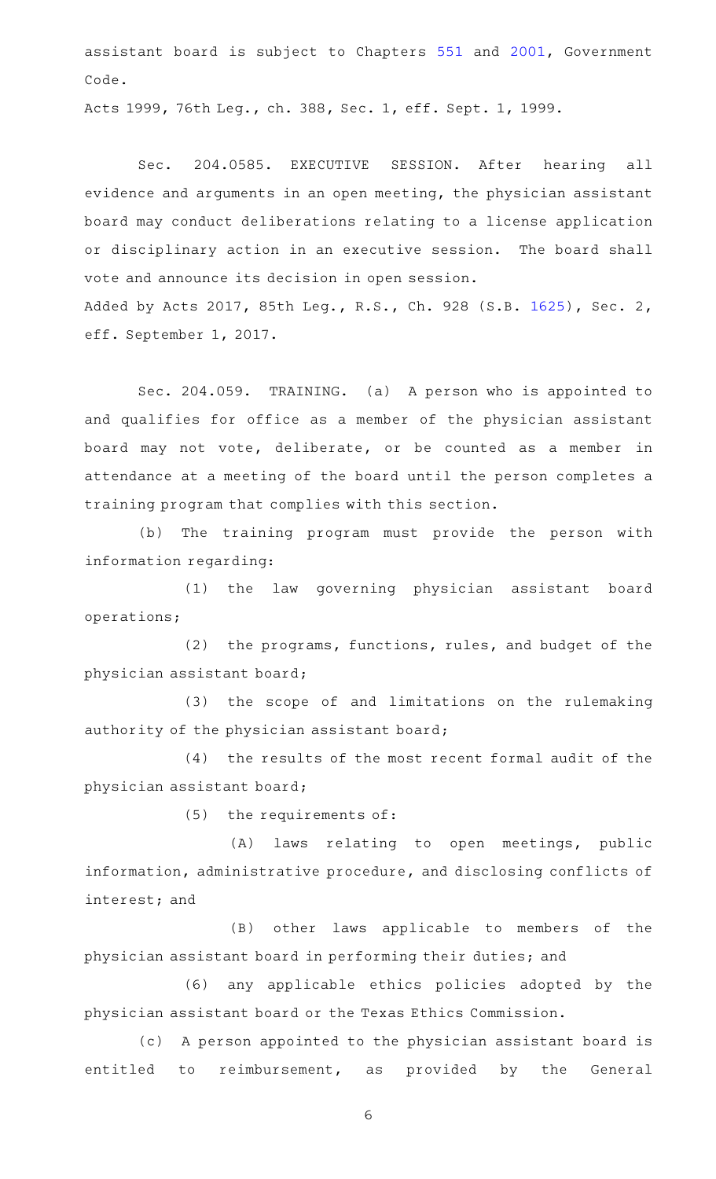assistant board is subject to Chapters 551 and 2001, Government Code.

Acts 1999, 76th Leg., ch. 388, Sec. 1, eff. Sept. 1, 1999.

Sec. 204.0585. EXECUTIVE SESSION. After hearing all evidence and arguments in an open meeting, the physician assistant board may conduct deliberations relating to a license application or disciplinary action in an executive session. The board shall vote and announce its decision in open session.

Added by Acts 2017, 85th Leg., R.S., Ch. 928 (S.B. 1625), Sec. 2, eff. September 1, 2017.

Sec. 204.059. TRAINING. (a) A person who is appointed to and qualifies for office as a member of the physician assistant board may not vote, deliberate, or be counted as a member in attendance at a meeting of the board until the person completes a training program that complies with this section.

(b) The training program must provide the person with information regarding:

(1) the law governing physician assistant board operations;

(2) the programs, functions, rules, and budget of the physician assistant board;

(3) the scope of and limitations on the rulemaking authority of the physician assistant board;

(4) the results of the most recent formal audit of the physician assistant board;

(5) the requirements of:

(A) laws relating to open meetings, public information, administrative procedure, and disclosing conflicts of interest; and

(B) other laws applicable to members of the physician assistant board in performing their duties; and

(6) any applicable ethics policies adopted by the physician assistant board or the Texas Ethics Commission.

(c) A person appointed to the physician assistant board is entitled to reimbursement, as provided by the General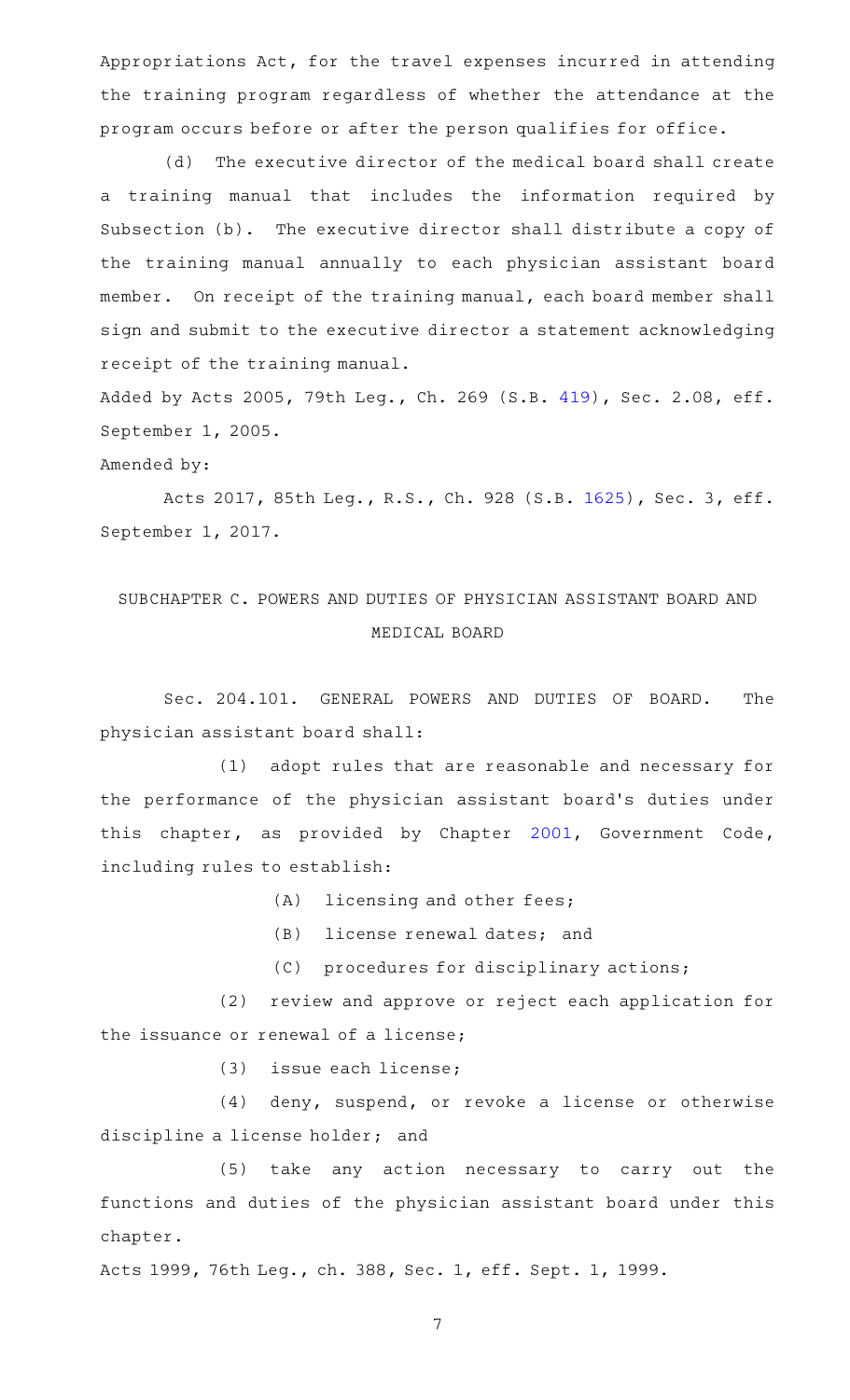Appropriations Act, for the travel expenses incurred in attending the training program regardless of whether the attendance at the program occurs before or after the person qualifies for office.

(d) The executive director of the medical board shall create a training manual that includes the information required by Subsection (b). The executive director shall distribute a copy of the training manual annually to each physician assistant board member. On receipt of the training manual, each board member shall sign and submit to the executive director a statement acknowledging receipt of the training manual.

Added by Acts 2005, 79th Leg., Ch. 269 (S.B. 419), Sec. 2.08, eff. September 1, 2005.

Amended by:

Acts 2017, 85th Leg., R.S., Ch. 928 (S.B. 1625), Sec. 3, eff. September 1, 2017.

## SUBCHAPTER C. POWERS AND DUTIES OF PHYSICIAN ASSISTANT BOARD AND MEDICAL BOARD

Sec. 204.101. GENERAL POWERS AND DUTIES OF BOARD. The physician assistant board shall:

(1) adopt rules that are reasonable and necessary for the performance of the physician assistant board's duties under this chapter, as provided by Chapter 2001, Government Code, including rules to establish:

(A) licensing and other fees;

(B) license renewal dates; and

(C) procedures for disciplinary actions;

(2) review and approve or reject each application for the issuance or renewal of a license;

(3) issue each license;

(4) deny, suspend, or revoke a license or otherwise discipline a license holder; and

(5) take any action necessary to carry out the functions and duties of the physician assistant board under this chapter.

Acts 1999, 76th Leg., ch. 388, Sec. 1, eff. Sept. 1, 1999.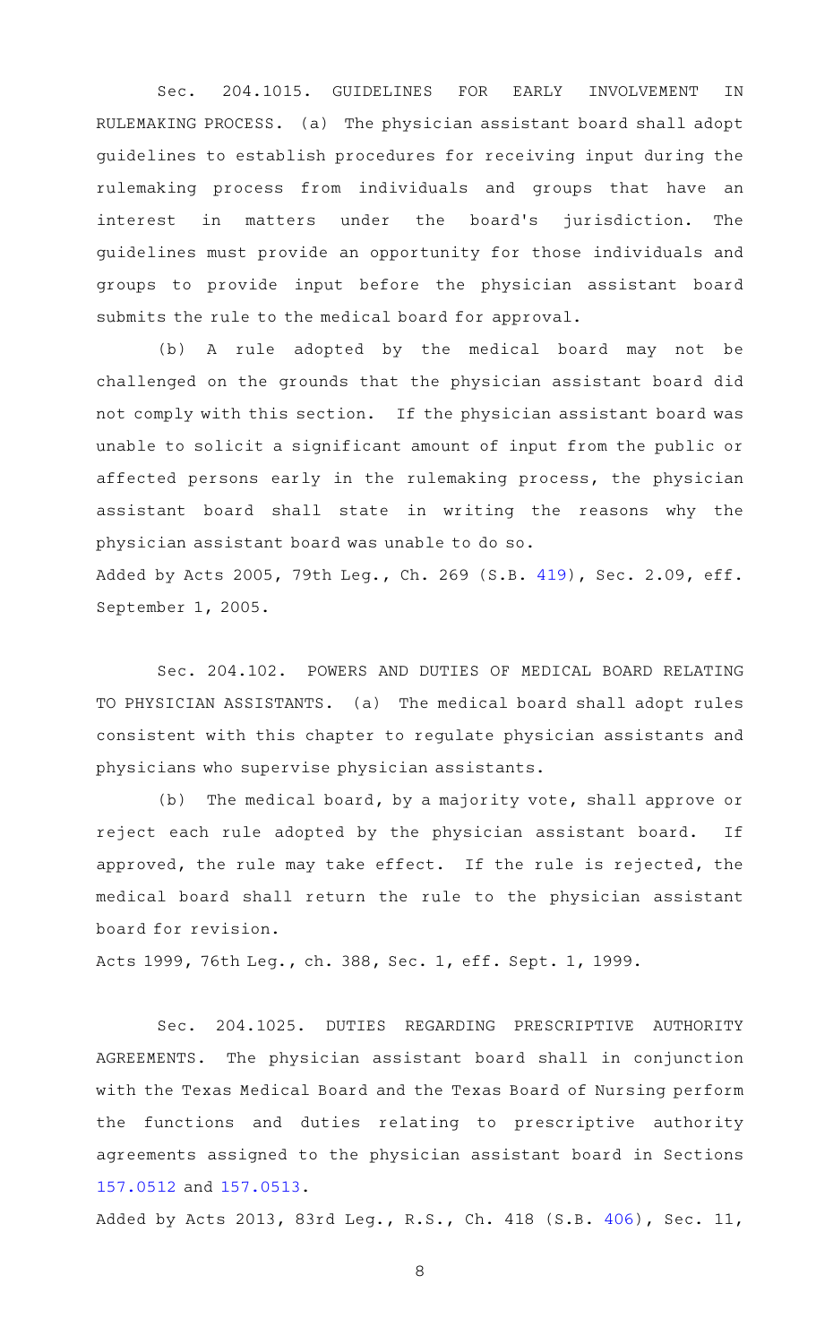Sec. 204.1015. GUIDELINES FOR EARLY INVOLVEMENT IN RULEMAKING PROCESS. (a) The physician assistant board shall adopt guidelines to establish procedures for receiving input during the rulemaking process from individuals and groups that have an interest in matters under the board's jurisdiction. The guidelines must provide an opportunity for those individuals and groups to provide input before the physician assistant board submits the rule to the medical board for approval.

(b) A rule adopted by the medical board may not be challenged on the grounds that the physician assistant board did not comply with this section. If the physician assistant board was unable to solicit a significant amount of input from the public or affected persons early in the rulemaking process, the physician assistant board shall state in writing the reasons why the physician assistant board was unable to do so.

Added by Acts 2005, 79th Leg., Ch. 269 (S.B. 419), Sec. 2.09, eff. September 1, 2005.

Sec. 204.102. POWERS AND DUTIES OF MEDICAL BOARD RELATING TO PHYSICIAN ASSISTANTS. (a) The medical board shall adopt rules consistent with this chapter to regulate physician assistants and physicians who supervise physician assistants.

(b) The medical board, by a majority vote, shall approve or reject each rule adopted by the physician assistant board. If approved, the rule may take effect. If the rule is rejected, the medical board shall return the rule to the physician assistant board for revision.

Acts 1999, 76th Leg., ch. 388, Sec. 1, eff. Sept. 1, 1999.

Sec. 204.1025. DUTIES REGARDING PRESCRIPTIVE AUTHORITY AGREEMENTS. The physician assistant board shall in conjunction with the Texas Medical Board and the Texas Board of Nursing perform the functions and duties relating to prescriptive authority agreements assigned to the physician assistant board in Sections 157.0512 and 157.0513.

Added by Acts 2013, 83rd Leg., R.S., Ch. 418 (S.B. 406), Sec. 11,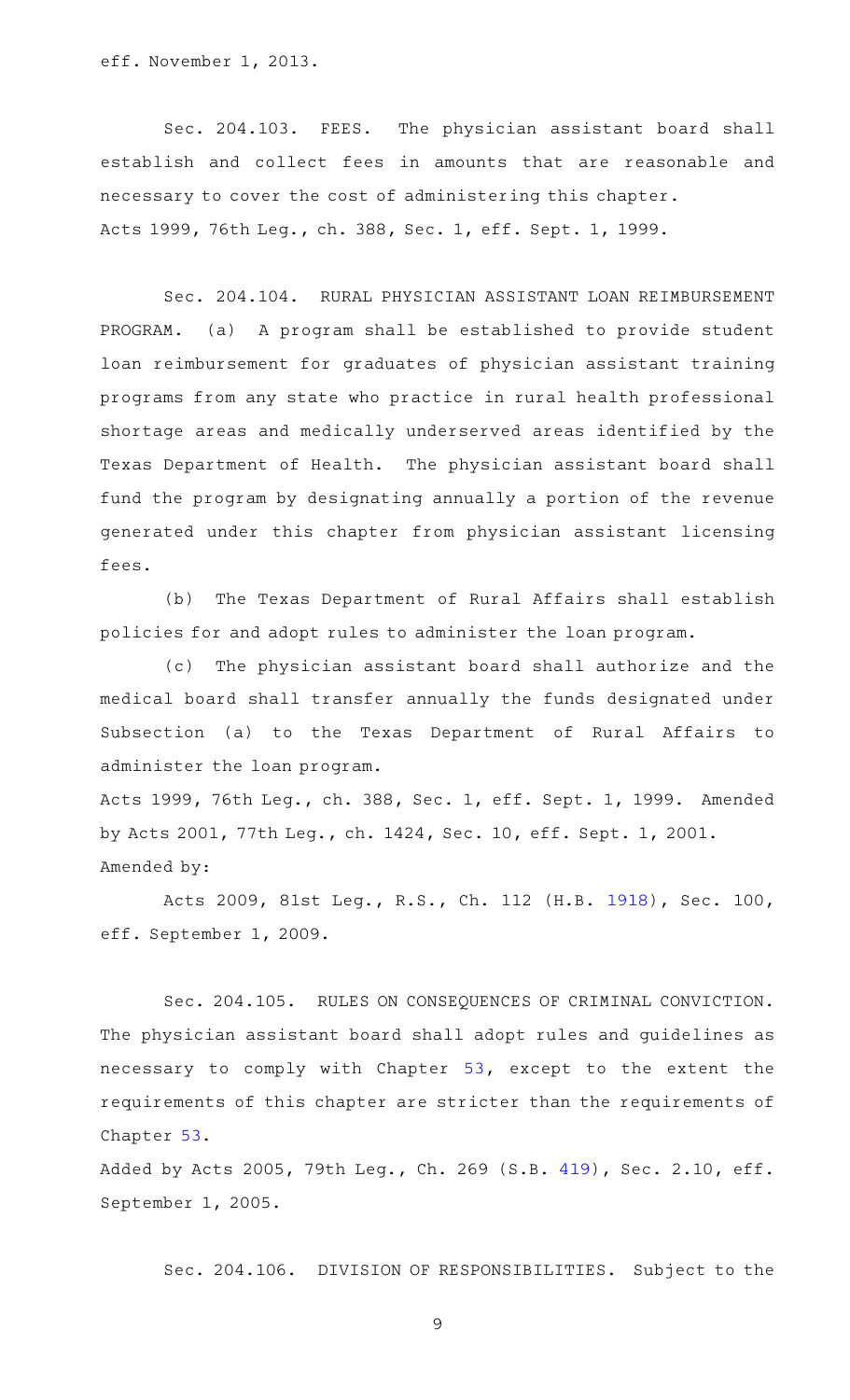eff. November 1, 2013.

Sec. 204.103. FEES. The physician assistant board shall establish and collect fees in amounts that are reasonable and necessary to cover the cost of administering this chapter.
Acts 1999, 76th Leg., ch. 388, Sec. 1, eff. Sept. 1, 1999.

Sec. 204.104. RURAL PHYSICIAN ASSISTANT LOAN REIMBURSEMENT PROGRAM. (a) A program shall be established to provide student loan reimbursement for graduates of physician assistant training programs from any state who practice in rural health professional shortage areas and medically underserved areas identified by the Texas Department of Health. The physician assistant board shall fund the program by designating annually a portion of the revenue generated under this chapter from physician assistant licensing fees.

(b) The Texas Department of Rural Affairs shall establish policies for and adopt rules to administer the loan program.

(c) The physician assistant board shall authorize and the medical board shall transfer annually the funds designated under Subsection (a) to the Texas Department of Rural Affairs to administer the loan program.
Acts 1999, 76th Leg., ch. 388, Sec. 1, eff. Sept. 1, 1999. Amended by Acts 2001, 77th Leg., ch. 1424, Sec. 10, eff. Sept. 1, 2001.
Amended by:

Acts 2009, 81st Leg., R.S., Ch. 112 (H.B. 1918), Sec. 100, eff. September 1, 2009.

Sec. 204.105. RULES ON CONSEQUENCES OF CRIMINAL CONVICTION. The physician assistant board shall adopt rules and guidelines as necessary to comply with Chapter 53, except to the extent the requirements of this chapter are stricter than the requirements of Chapter 53.
Added by Acts 2005, 79th Leg., Ch. 269 (S.B. 419), Sec. 2.10, eff. September 1, 2005.

Sec. 204.106. DIVISION OF RESPONSIBILITIES. Subject to the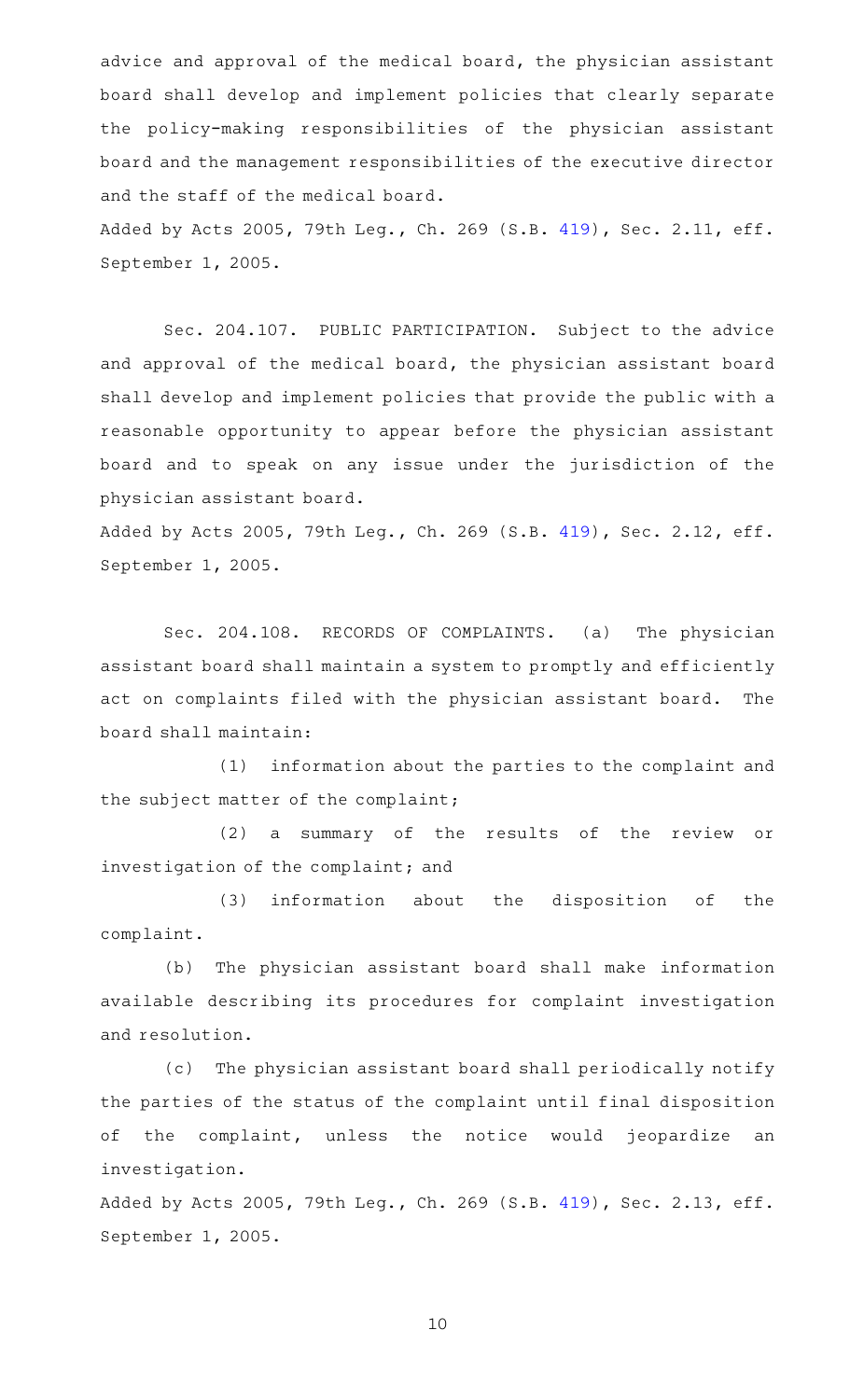advice and approval of the medical board, the physician assistant board shall develop and implement policies that clearly separate the policy-making responsibilities of the physician assistant board and the management responsibilities of the executive director and the staff of the medical board.

Added by Acts 2005, 79th Leg., Ch. 269 (S.B. 419), Sec. 2.11, eff. September 1, 2005.

Sec. 204.107. PUBLIC PARTICIPATION. Subject to the advice and approval of the medical board, the physician assistant board shall develop and implement policies that provide the public with a reasonable opportunity to appear before the physician assistant board and to speak on any issue under the jurisdiction of the physician assistant board.

Added by Acts 2005, 79th Leg., Ch. 269 (S.B. 419), Sec. 2.12, eff. September 1, 2005.

Sec. 204.108. RECORDS OF COMPLAINTS. (a) The physician assistant board shall maintain a system to promptly and efficiently act on complaints filed with the physician assistant board. The board shall maintain:

(1) information about the parties to the complaint and the subject matter of the complaint;

(2) a summary of the results of the review or investigation of the complaint; and

(3) information about the disposition of the complaint.

(b) The physician assistant board shall make information available describing its procedures for complaint investigation and resolution.

(c) The physician assistant board shall periodically notify the parties of the status of the complaint until final disposition of the complaint, unless the notice would jeopardize an investigation.

Added by Acts 2005, 79th Leg., Ch. 269 (S.B. 419), Sec. 2.13, eff. September 1, 2005.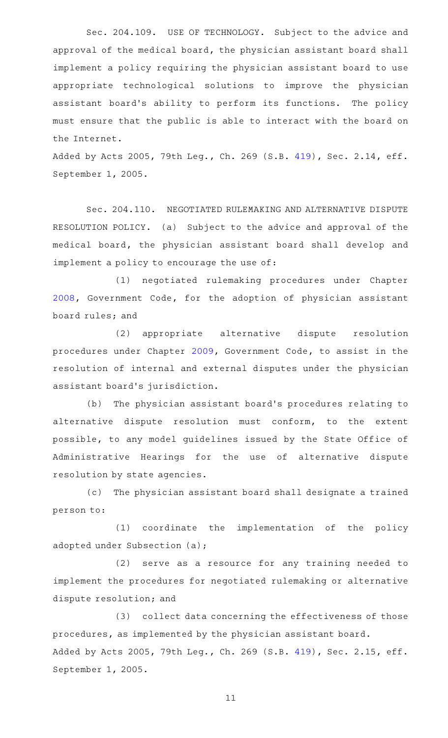Sec. 204.109. USE OF TECHNOLOGY. Subject to the advice and approval of the medical board, the physician assistant board shall implement a policy requiring the physician assistant board to use appropriate technological solutions to improve the physician assistant board's ability to perform its functions. The policy must ensure that the public is able to interact with the board on the Internet.

Added by Acts 2005, 79th Leg., Ch. 269 (S.B. 419), Sec. 2.14, eff. September 1, 2005.

Sec. 204.110. NEGOTIATED RULEMAKING AND ALTERNATIVE DISPUTE RESOLUTION POLICY. (a) Subject to the advice and approval of the medical board, the physician assistant board shall develop and implement a policy to encourage the use of:

(1) negotiated rulemaking procedures under Chapter 2008, Government Code, for the adoption of physician assistant board rules; and

(2) appropriate alternative dispute resolution procedures under Chapter 2009, Government Code, to assist in the resolution of internal and external disputes under the physician assistant board's jurisdiction.

(b) The physician assistant board's procedures relating to alternative dispute resolution must conform, to the extent possible, to any model guidelines issued by the State Office of Administrative Hearings for the use of alternative dispute resolution by state agencies.

(c) The physician assistant board shall designate a trained person to:

(1) coordinate the implementation of the policy adopted under Subsection (a);

(2) serve as a resource for any training needed to implement the procedures for negotiated rulemaking or alternative dispute resolution; and

(3) collect data concerning the effectiveness of those procedures, as implemented by the physician assistant board.

Added by Acts 2005, 79th Leg., Ch. 269 (S.B. 419), Sec. 2.15, eff. September 1, 2005.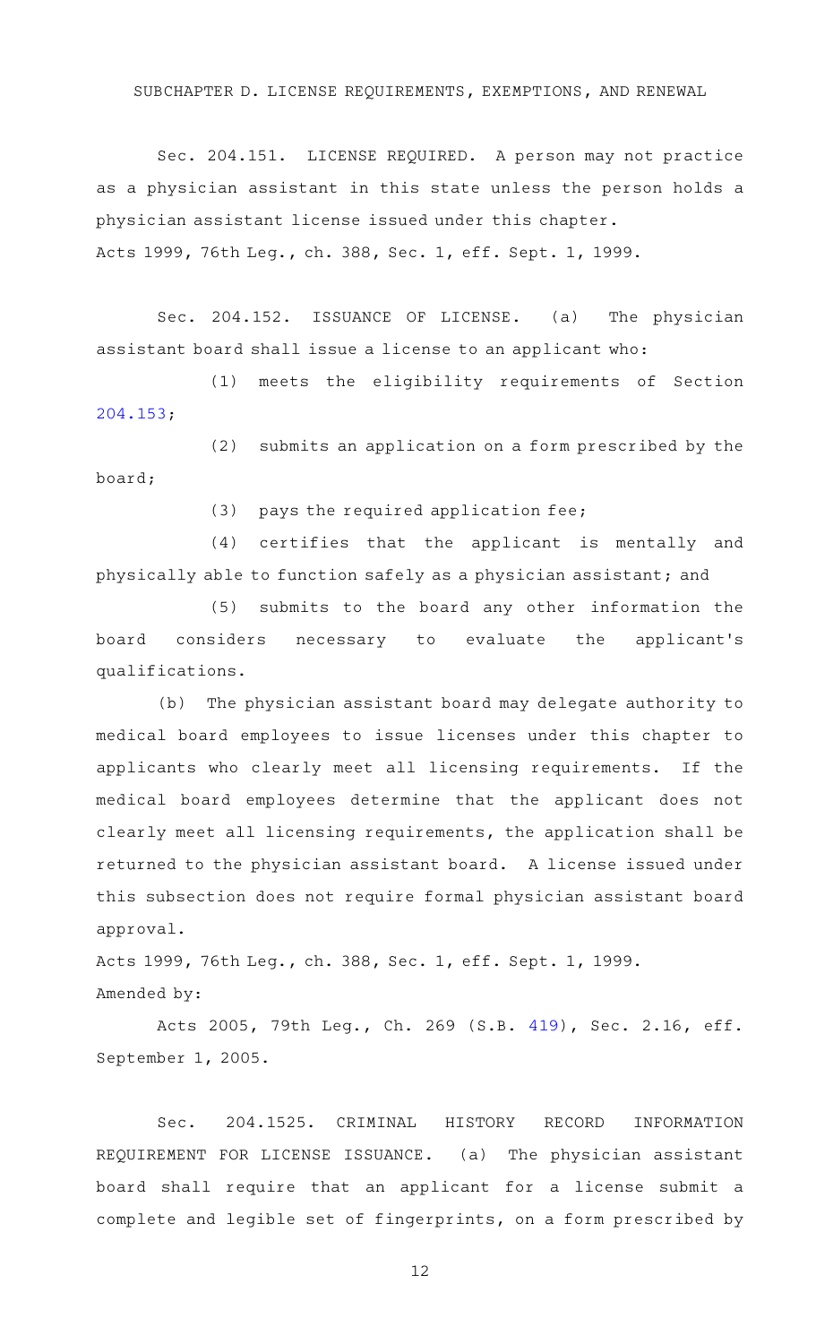SUBCHAPTER D. LICENSE REQUIREMENTS, EXEMPTIONS, AND RENEWAL

Sec. 204.151. LICENSE REQUIRED. A person may not practice as a physician assistant in this state unless the person holds a physician assistant license issued under this chapter.

Acts 1999, 76th Leg., ch. 388, Sec. 1, eff. Sept. 1, 1999.

Sec. 204.152. ISSUANCE OF LICENSE. (a) The physician assistant board shall issue a license to an applicant who:

(1) meets the eligibility requirements of Section 204.153;

(2) submits an application on a form prescribed by the board;

(3) pays the required application fee;

(4) certifies that the applicant is mentally and physically able to function safely as a physician assistant; and

(5) submits to the board any other information the board considers necessary to evaluate the applicant's qualifications.

(b) The physician assistant board may delegate authority to medical board employees to issue licenses under this chapter to applicants who clearly meet all licensing requirements. If the medical board employees determine that the applicant does not clearly meet all licensing requirements, the application shall be returned to the physician assistant board. A license issued under this subsection does not require formal physician assistant board approval.

Acts 1999, 76th Leg., ch. 388, Sec. 1, eff. Sept. 1, 1999.

Amended by:

Acts 2005, 79th Leg., Ch. 269 (S.B. 419), Sec. 2.16, eff. September 1, 2005.

Sec. 204.1525. CRIMINAL HISTORY RECORD INFORMATION REQUIREMENT FOR LICENSE ISSUANCE. (a) The physician assistant board shall require that an applicant for a license submit a complete and legible set of fingerprints, on a form prescribed by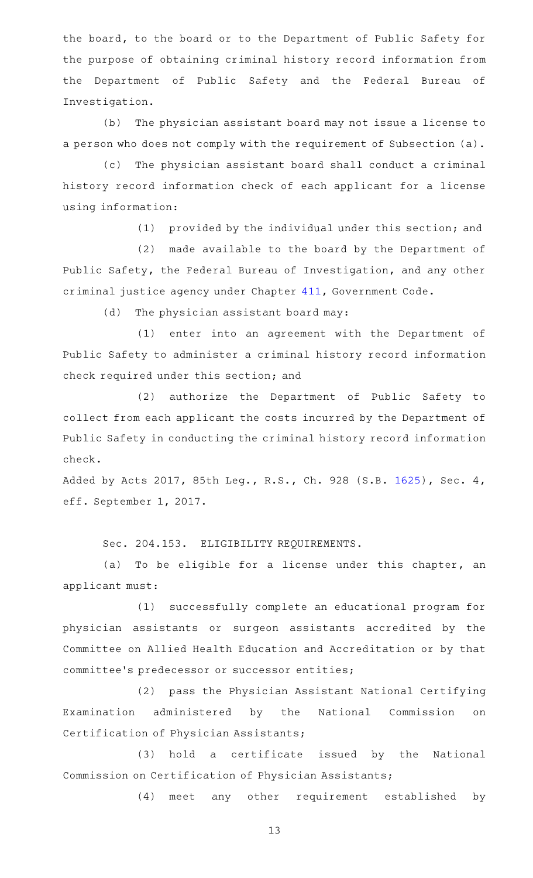the board, to the board or to the Department of Public Safety for the purpose of obtaining criminal history record information from the Department of Public Safety and the Federal Bureau of Investigation.

(b) The physician assistant board may not issue a license to a person who does not comply with the requirement of Subsection (a).

(c) The physician assistant board shall conduct a criminal history record information check of each applicant for a license using information:

(1) provided by the individual under this section; and

(2) made available to the board by the Department of Public Safety, the Federal Bureau of Investigation, and any other criminal justice agency under Chapter 411, Government Code.

(d) The physician assistant board may:

(1) enter into an agreement with the Department of Public Safety to administer a criminal history record information check required under this section; and

(2) authorize the Department of Public Safety to collect from each applicant the costs incurred by the Department of Public Safety in conducting the criminal history record information check.

Added by Acts 2017, 85th Leg., R.S., Ch. 928 (S.B. 1625), Sec. 4, eff. September 1, 2017.

Sec. 204.153. ELIGIBILITY REQUIREMENTS.

(a) To be eligible for a license under this chapter, an applicant must:

(1) successfully complete an educational program for physician assistants or surgeon assistants accredited by the Committee on Allied Health Education and Accreditation or by that committee's predecessor or successor entities;

(2) pass the Physician Assistant National Certifying Examination administered by the National Commission on Certification of Physician Assistants;

(3) hold a certificate issued by the National Commission on Certification of Physician Assistants;

(4) meet any other requirement established by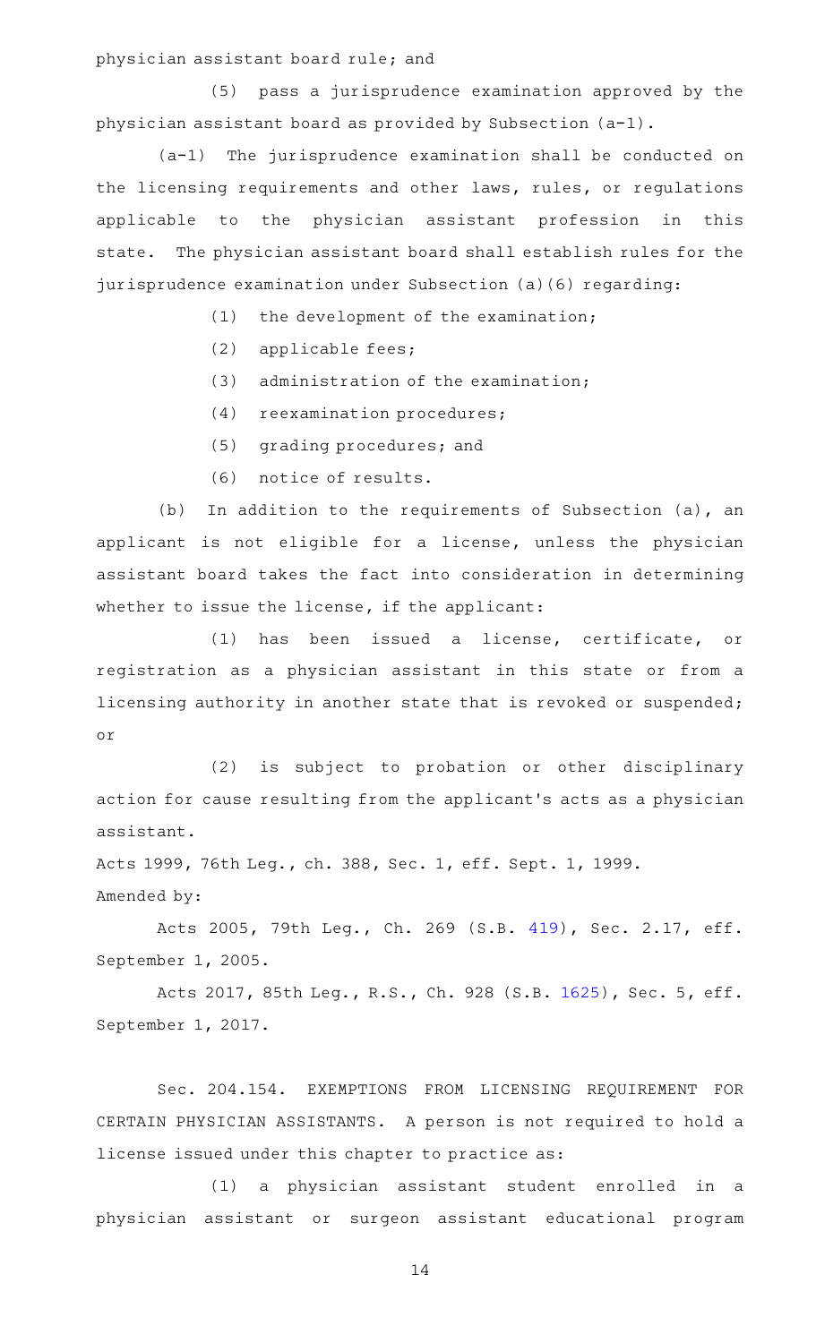physician assistant board rule; and

(5) pass a jurisprudence examination approved by the physician assistant board as provided by Subsection (a-1).

(a-1) The jurisprudence examination shall be conducted on the licensing requirements and other laws, rules, or regulations applicable to the physician assistant profession in this state. The physician assistant board shall establish rules for the jurisprudence examination under Subsection (a)(6) regarding:

(1) the development of the examination;

(2) applicable fees;

(3) administration of the examination;

(4) reexamination procedures;

(5) grading procedures; and

(6) notice of results.

(b) In addition to the requirements of Subsection (a), an applicant is not eligible for a license, unless the physician assistant board takes the fact into consideration in determining whether to issue the license, if the applicant:

(1) has been issued a license, certificate, or registration as a physician assistant in this state or from a licensing authority in another state that is revoked or suspended; or

(2) is subject to probation or other disciplinary action for cause resulting from the applicant's acts as a physician assistant.

Acts 1999, 76th Leg., ch. 388, Sec. 1, eff. Sept. 1, 1999.

Amended by:

Acts 2005, 79th Leg., Ch. 269 (S.B. 419), Sec. 2.17, eff. September 1, 2005.

Acts 2017, 85th Leg., R.S., Ch. 928 (S.B. 1625), Sec. 5, eff. September 1, 2017.

Sec. 204.154. EXEMPTIONS FROM LICENSING REQUIREMENT FOR CERTAIN PHYSICIAN ASSISTANTS. A person is not required to hold a license issued under this chapter to practice as:

(1) a physician assistant student enrolled in a physician assistant or surgeon assistant educational program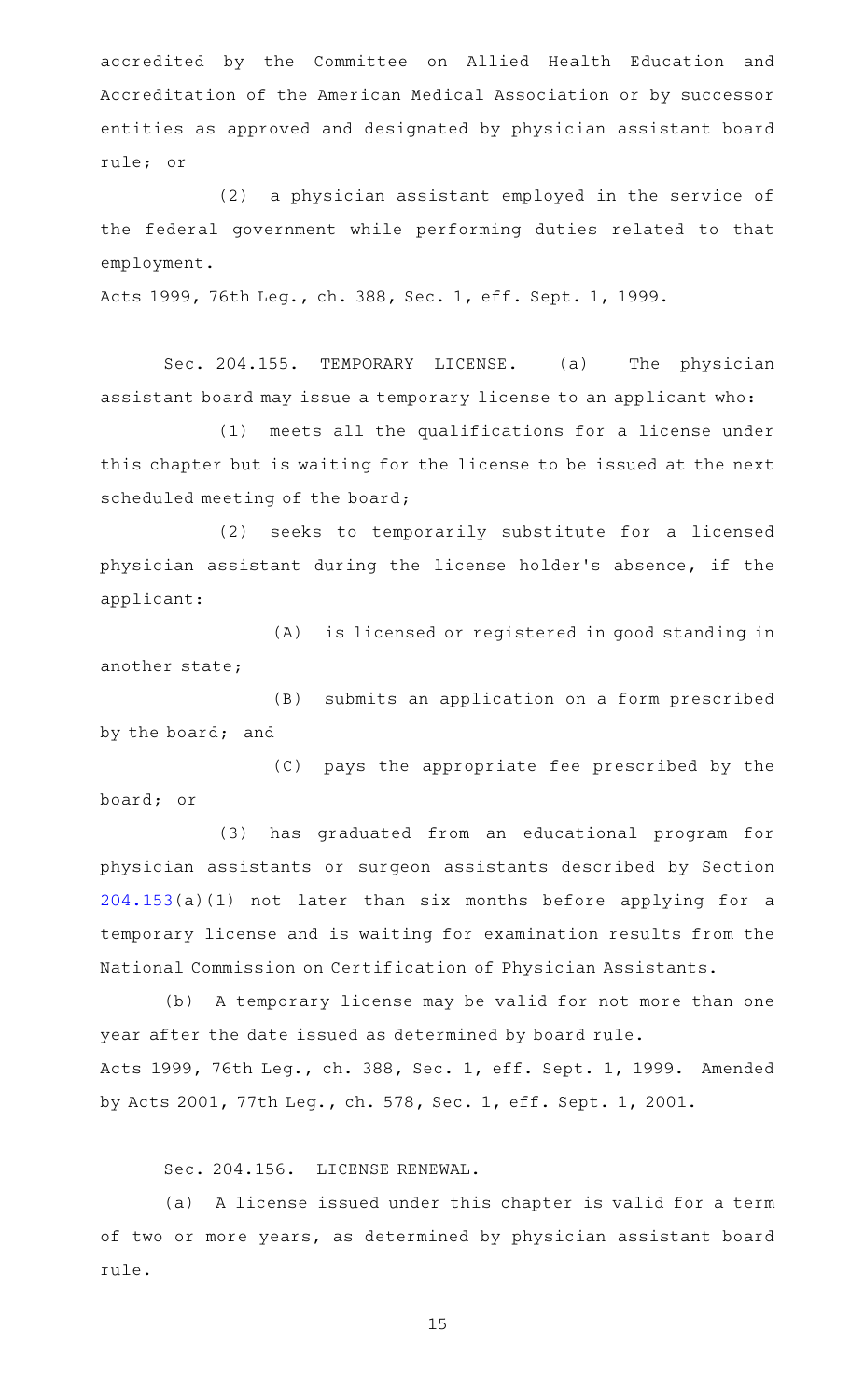accredited by the Committee on Allied Health Education and Accreditation of the American Medical Association or by successor entities as approved and designated by physician assistant board rule; or

(2) a physician assistant employed in the service of the federal government while performing duties related to that employment.

Acts 1999, 76th Leg., ch. 388, Sec. 1, eff. Sept. 1, 1999.

Sec. 204.155. TEMPORARY LICENSE. (a) The physician assistant board may issue a temporary license to an applicant who:

(1) meets all the qualifications for a license under this chapter but is waiting for the license to be issued at the next scheduled meeting of the board;

(2) seeks to temporarily substitute for a licensed physician assistant during the license holder's absence, if the applicant:

(A) is licensed or registered in good standing in another state;

(B) submits an application on a form prescribed by the board; and

(C) pays the appropriate fee prescribed by the board; or

(3) has graduated from an educational program for physician assistants or surgeon assistants described by Section 204.153(a)(1) not later than six months before applying for a temporary license and is waiting for examination results from the National Commission on Certification of Physician Assistants.

(b) A temporary license may be valid for not more than one year after the date issued as determined by board rule.

Acts 1999, 76th Leg., ch. 388, Sec. 1, eff. Sept. 1, 1999. Amended by Acts 2001, 77th Leg., ch. 578, Sec. 1, eff. Sept. 1, 2001.

Sec. 204.156. LICENSE RENEWAL.

(a) A license issued under this chapter is valid for a term of two or more years, as determined by physician assistant board rule.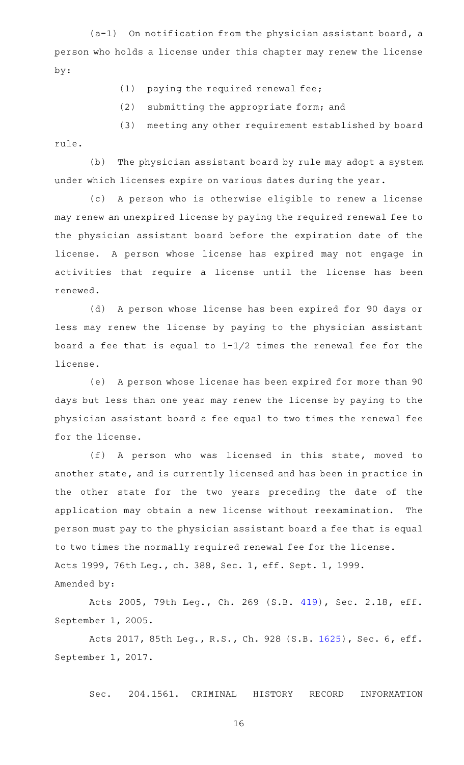(a-1) On notification from the physician assistant board, a person who holds a license under this chapter may renew the license by:

(1) paying the required renewal fee;

(2) submitting the appropriate form; and

(3) meeting any other requirement established by board rule.

(b) The physician assistant board by rule may adopt a system under which licenses expire on various dates during the year.

(c) A person who is otherwise eligible to renew a license may renew an unexpired license by paying the required renewal fee to the physician assistant board before the expiration date of the license. A person whose license has expired may not engage in activities that require a license until the license has been renewed.

(d) A person whose license has been expired for 90 days or less may renew the license by paying to the physician assistant board a fee that is equal to 1-1/2 times the renewal fee for the license.

(e) A person whose license has been expired for more than 90 days but less than one year may renew the license by paying to the physician assistant board a fee equal to two times the renewal fee for the license.

(f) A person who was licensed in this state, moved to another state, and is currently licensed and has been in practice in the other state for the two years preceding the date of the application may obtain a new license without reexamination. The person must pay to the physician assistant board a fee that is equal to two times the normally required renewal fee for the license.

Acts 1999, 76th Leg., ch. 388, Sec. 1, eff. Sept. 1, 1999.

Amended by:

Acts 2005, 79th Leg., Ch. 269 (S.B. 419), Sec. 2.18, eff. September 1, 2005.

Acts 2017, 85th Leg., R.S., Ch. 928 (S.B. 1625), Sec. 6, eff. September 1, 2017.

Sec. 204.1561. CRIMINAL HISTORY RECORD INFORMATION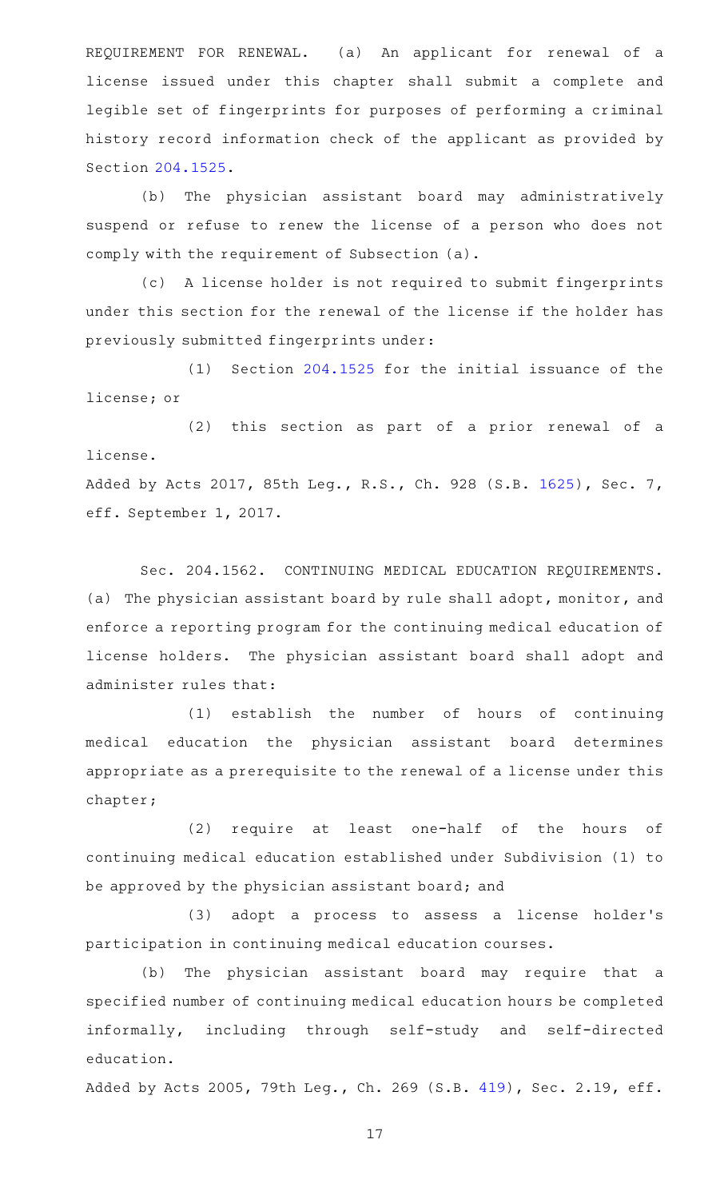REQUIREMENT FOR RENEWAL. (a) An applicant for renewal of a license issued under this chapter shall submit a complete and legible set of fingerprints for purposes of performing a criminal history record information check of the applicant as provided by Section 204.1525.

(b) The physician assistant board may administratively suspend or refuse to renew the license of a person who does not comply with the requirement of Subsection (a).

(c) A license holder is not required to submit fingerprints under this section for the renewal of the license if the holder has previously submitted fingerprints under:

(1) Section 204.1525 for the initial issuance of the license; or

(2) this section as part of a prior renewal of a license.

Added by Acts 2017, 85th Leg., R.S., Ch. 928 (S.B. 1625), Sec. 7, eff. September 1, 2017.

Sec. 204.1562. CONTINUING MEDICAL EDUCATION REQUIREMENTS. (a) The physician assistant board by rule shall adopt, monitor, and enforce a reporting program for the continuing medical education of license holders. The physician assistant board shall adopt and administer rules that:

(1) establish the number of hours of continuing medical education the physician assistant board determines appropriate as a prerequisite to the renewal of a license under this chapter;

(2) require at least one-half of the hours of continuing medical education established under Subdivision (1) to be approved by the physician assistant board; and

(3) adopt a process to assess a license holder's participation in continuing medical education courses.

(b) The physician assistant board may require that a specified number of continuing medical education hours be completed informally, including through self-study and self-directed education.

Added by Acts 2005, 79th Leg., Ch. 269 (S.B. 419), Sec. 2.19, eff.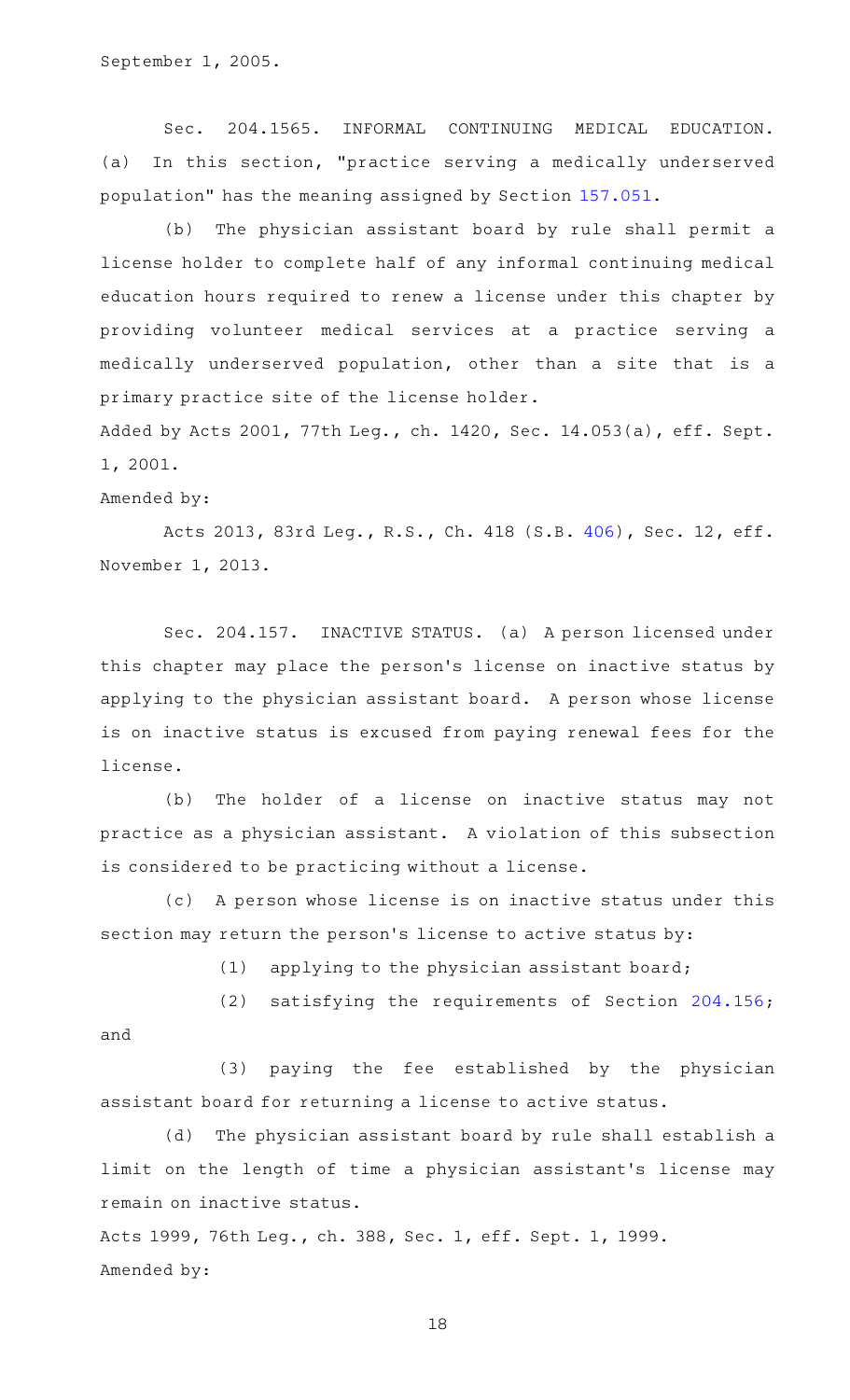September 1, 2005.

Sec. 204.1565. INFORMAL CONTINUING MEDICAL EDUCATION. (a) In this section, "practice serving a medically underserved population" has the meaning assigned by Section 157.051.

(b) The physician assistant board by rule shall permit a license holder to complete half of any informal continuing medical education hours required to renew a license under this chapter by providing volunteer medical services at a practice serving a medically underserved population, other than a site that is a primary practice site of the license holder.

Added by Acts 2001, 77th Leg., ch. 1420, Sec. 14.053(a), eff. Sept. 1, 2001.

Amended by:

Acts 2013, 83rd Leg., R.S., Ch. 418 (S.B. 406), Sec. 12, eff. November 1, 2013.

Sec. 204.157. INACTIVE STATUS. (a) A person licensed under this chapter may place the person's license on inactive status by applying to the physician assistant board. A person whose license is on inactive status is excused from paying renewal fees for the license.

(b) The holder of a license on inactive status may not practice as a physician assistant. A violation of this subsection is considered to be practicing without a license.

(c) A person whose license is on inactive status under this section may return the person's license to active status by:

(1) applying to the physician assistant board;

(2) satisfying the requirements of Section 204.156; and

(3) paying the fee established by the physician assistant board for returning a license to active status.

(d) The physician assistant board by rule shall establish a limit on the length of time a physician assistant's license may remain on inactive status.

Acts 1999, 76th Leg., ch. 388, Sec. 1, eff. Sept. 1, 1999.

Amended by: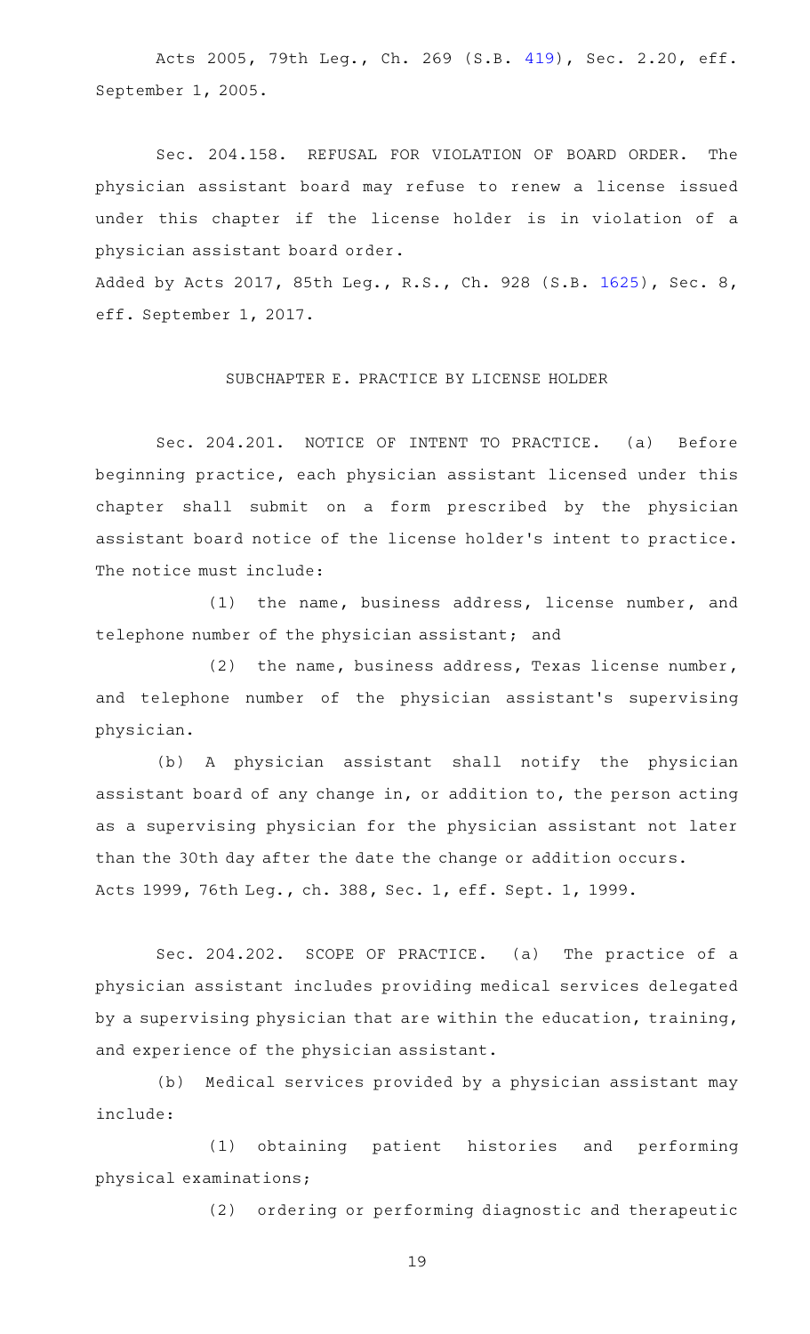Acts 2005, 79th Leg., Ch. 269 (S.B. 419), Sec. 2.20, eff. September 1, 2005.

Sec. 204.158. REFUSAL FOR VIOLATION OF BOARD ORDER. The physician assistant board may refuse to renew a license issued under this chapter if the license holder is in violation of a physician assistant board order.

Added by Acts 2017, 85th Leg., R.S., Ch. 928 (S.B. 1625), Sec. 8, eff. September 1, 2017.

SUBCHAPTER E. PRACTICE BY LICENSE HOLDER

Sec. 204.201. NOTICE OF INTENT TO PRACTICE. (a) Before beginning practice, each physician assistant licensed under this chapter shall submit on a form prescribed by the physician assistant board notice of the license holder's intent to practice. The notice must include:

(1) the name, business address, license number, and telephone number of the physician assistant; and

(2) the name, business address, Texas license number, and telephone number of the physician assistant's supervising physician.

(b) A physician assistant shall notify the physician assistant board of any change in, or addition to, the person acting as a supervising physician for the physician assistant not later than the 30th day after the date the change or addition occurs.

Acts 1999, 76th Leg., ch. 388, Sec. 1, eff. Sept. 1, 1999.

Sec. 204.202. SCOPE OF PRACTICE. (a) The practice of a physician assistant includes providing medical services delegated by a supervising physician that are within the education, training, and experience of the physician assistant.

(b) Medical services provided by a physician assistant may include:

(1) obtaining patient histories and performing physical examinations;

(2) ordering or performing diagnostic and therapeutic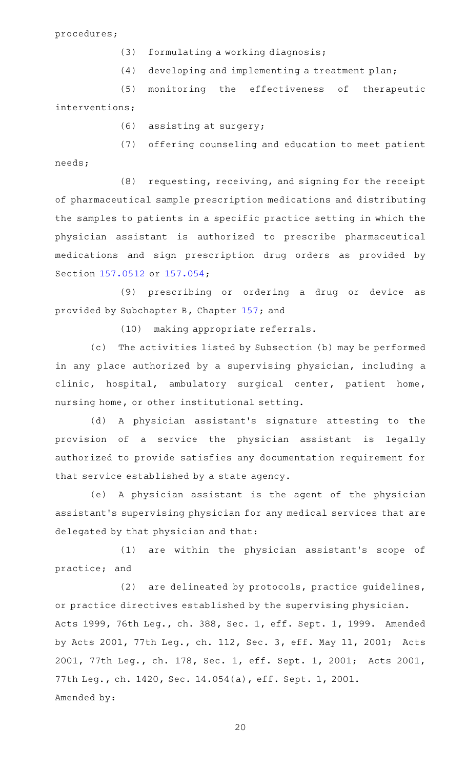procedures;

(3) formulating a working diagnosis;

(4) developing and implementing a treatment plan;

(5) monitoring the effectiveness of therapeutic interventions;

(6) assisting at surgery;

(7) offering counseling and education to meet patient needs;

(8) requesting, receiving, and signing for the receipt of pharmaceutical sample prescription medications and distributing the samples to patients in a specific practice setting in which the physician assistant is authorized to prescribe pharmaceutical medications and sign prescription drug orders as provided by Section 157.0512 or 157.054;

(9) prescribing or ordering a drug or device as provided by Subchapter B, Chapter 157; and

(10) making appropriate referrals.

(c) The activities listed by Subsection (b) may be performed in any place authorized by a supervising physician, including a clinic, hospital, ambulatory surgical center, patient home, nursing home, or other institutional setting.

(d) A physician assistant's signature attesting to the provision of a service the physician assistant is legally authorized to provide satisfies any documentation requirement for that service established by a state agency.

(e) A physician assistant is the agent of the physician assistant's supervising physician for any medical services that are delegated by that physician and that:

(1) are within the physician assistant's scope of practice; and

(2) are delineated by protocols, practice guidelines, or practice directives established by the supervising physician.

Acts 1999, 76th Leg., ch. 388, Sec. 1, eff. Sept. 1, 1999. Amended by Acts 2001, 77th Leg., ch. 112, Sec. 3, eff. May 11, 2001; Acts 2001, 77th Leg., ch. 178, Sec. 1, eff. Sept. 1, 2001; Acts 2001, 77th Leg., ch. 1420, Sec. 14.054(a), eff. Sept. 1, 2001.

Amended by: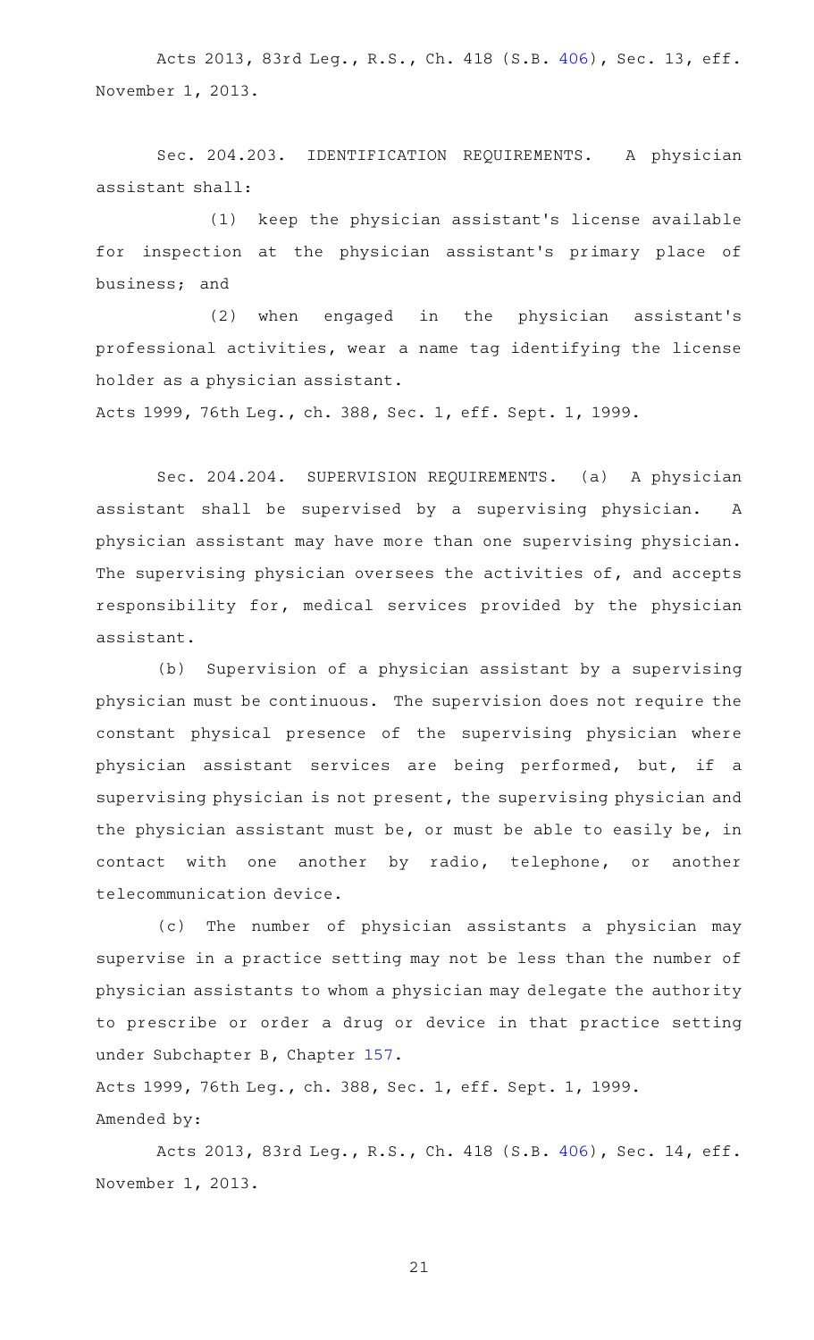Acts 2013, 83rd Leg., R.S., Ch. 418 (S.B. 406), Sec. 13, eff. November 1, 2013.

Sec. 204.203. IDENTIFICATION REQUIREMENTS. A physician assistant shall:

(1) keep the physician assistant's license available for inspection at the physician assistant's primary place of business; and

(2) when engaged in the physician assistant's professional activities, wear a name tag identifying the license holder as a physician assistant.

Acts 1999, 76th Leg., ch. 388, Sec. 1, eff. Sept. 1, 1999.

Sec. 204.204. SUPERVISION REQUIREMENTS. (a) A physician assistant shall be supervised by a supervising physician. A physician assistant may have more than one supervising physician. The supervising physician oversees the activities of, and accepts responsibility for, medical services provided by the physician assistant.

(b) Supervision of a physician assistant by a supervising physician must be continuous. The supervision does not require the constant physical presence of the supervising physician where physician assistant services are being performed, but, if a supervising physician is not present, the supervising physician and the physician assistant must be, or must be able to easily be, in contact with one another by radio, telephone, or another telecommunication device.

(c) The number of physician assistants a physician may supervise in a practice setting may not be less than the number of physician assistants to whom a physician may delegate the authority to prescribe or order a drug or device in that practice setting under Subchapter B, Chapter 157.

Acts 1999, 76th Leg., ch. 388, Sec. 1, eff. Sept. 1, 1999.

Amended by:

Acts 2013, 83rd Leg., R.S., Ch. 418 (S.B. 406), Sec. 14, eff. November 1, 2013.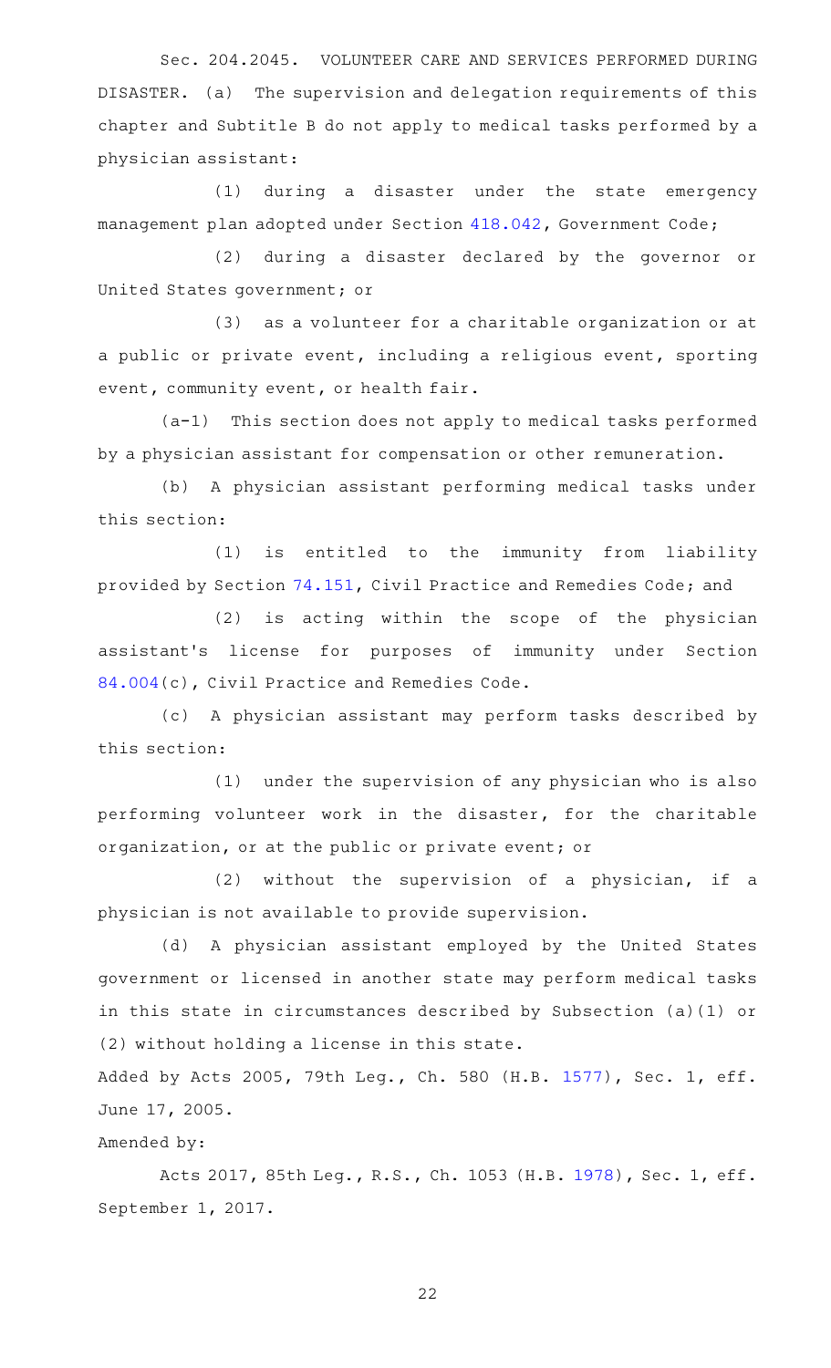Sec. 204.2045. VOLUNTEER CARE AND SERVICES PERFORMED DURING DISASTER. (a) The supervision and delegation requirements of this chapter and Subtitle B do not apply to medical tasks performed by a physician assistant:

(1) during a disaster under the state emergency management plan adopted under Section 418.042, Government Code;

(2) during a disaster declared by the governor or United States government; or

(3) as a volunteer for a charitable organization or at a public or private event, including a religious event, sporting event, community event, or health fair.

(a-1) This section does not apply to medical tasks performed by a physician assistant for compensation or other remuneration.

(b) A physician assistant performing medical tasks under this section:

(1) is entitled to the immunity from liability provided by Section 74.151, Civil Practice and Remedies Code; and

(2) is acting within the scope of the physician assistant's license for purposes of immunity under Section 84.004(c), Civil Practice and Remedies Code.

(c) A physician assistant may perform tasks described by this section:

(1) under the supervision of any physician who is also performing volunteer work in the disaster, for the charitable organization, or at the public or private event; or

(2) without the supervision of a physician, if a physician is not available to provide supervision.

(d) A physician assistant employed by the United States government or licensed in another state may perform medical tasks in this state in circumstances described by Subsection (a)(1) or (2) without holding a license in this state.

Added by Acts 2005, 79th Leg., Ch. 580 (H.B. 1577), Sec. 1, eff. June 17, 2005.

Amended by:

Acts 2017, 85th Leg., R.S., Ch. 1053 (H.B. 1978), Sec. 1, eff. September 1, 2017.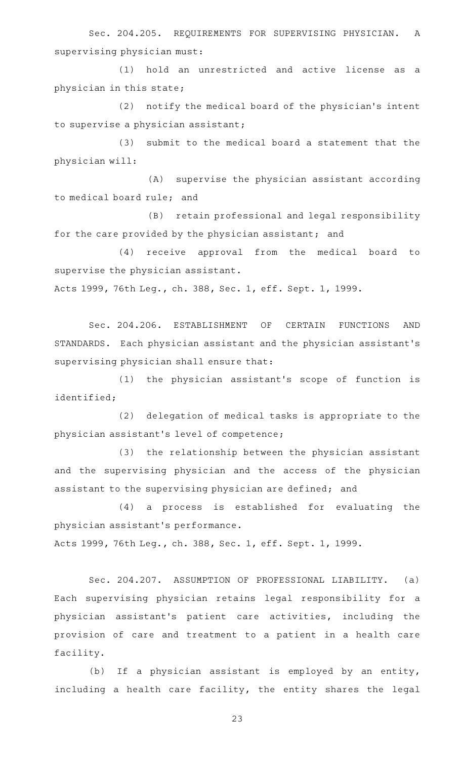Sec. 204.205. REQUIREMENTS FOR SUPERVISING PHYSICIAN. A supervising physician must:

(1) hold an unrestricted and active license as a physician in this state;

(2) notify the medical board of the physician's intent to supervise a physician assistant;

(3) submit to the medical board a statement that the physician will:

(A) supervise the physician assistant according to medical board rule; and

(B) retain professional and legal responsibility for the care provided by the physician assistant; and

(4) receive approval from the medical board to supervise the physician assistant.

Acts 1999, 76th Leg., ch. 388, Sec. 1, eff. Sept. 1, 1999.

Sec. 204.206. ESTABLISHMENT OF CERTAIN FUNCTIONS AND STANDARDS. Each physician assistant and the physician assistant's supervising physician shall ensure that:

(1) the physician assistant's scope of function is identified;

(2) delegation of medical tasks is appropriate to the physician assistant's level of competence;

(3) the relationship between the physician assistant and the supervising physician and the access of the physician assistant to the supervising physician are defined; and

(4) a process is established for evaluating the physician assistant's performance.

Acts 1999, 76th Leg., ch. 388, Sec. 1, eff. Sept. 1, 1999.

Sec. 204.207. ASSUMPTION OF PROFESSIONAL LIABILITY. (a) Each supervising physician retains legal responsibility for a physician assistant's patient care activities, including the provision of care and treatment to a patient in a health care facility.

(b) If a physician assistant is employed by an entity, including a health care facility, the entity shares the legal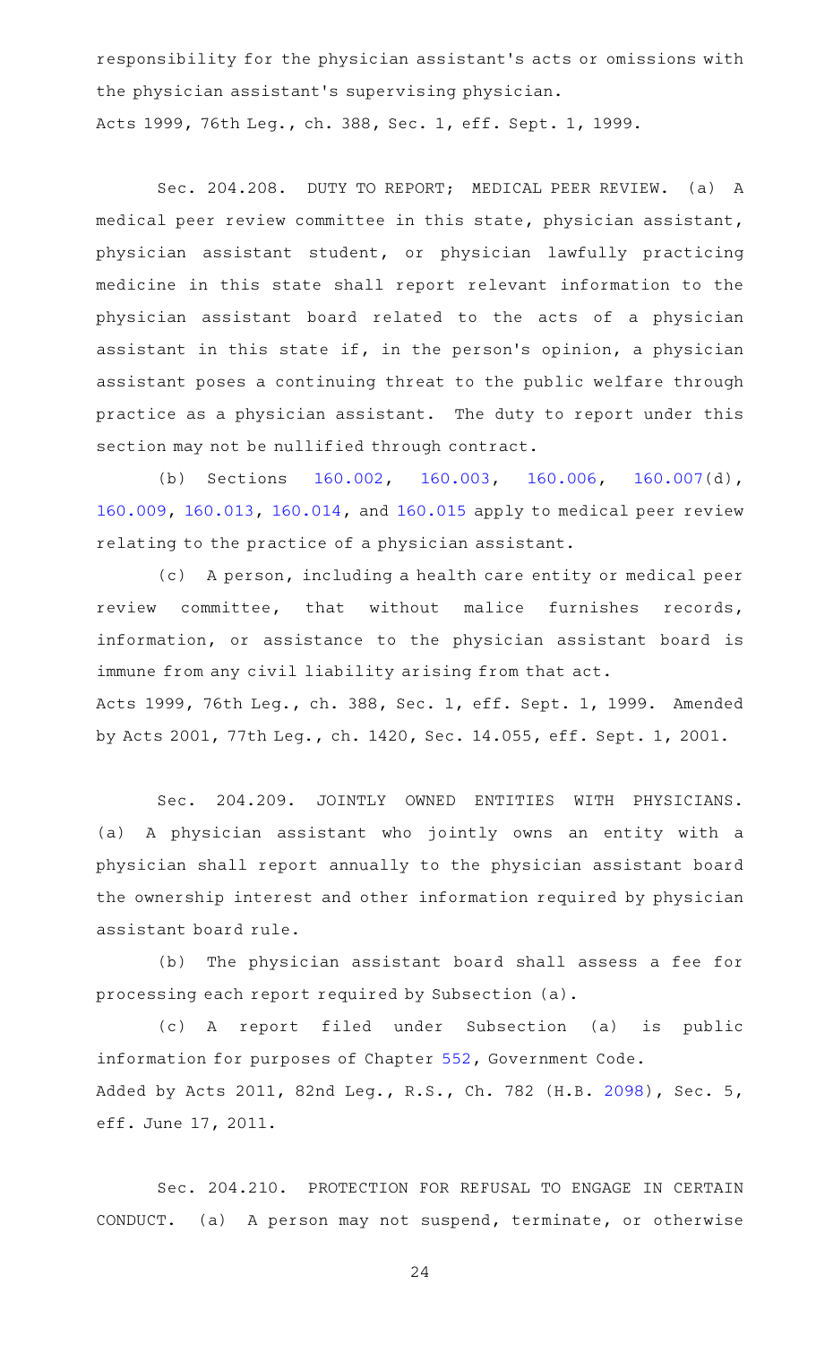responsibility for the physician assistant's acts or omissions with the physician assistant's supervising physician.
Acts 1999, 76th Leg., ch. 388, Sec. 1, eff. Sept. 1, 1999.

Sec. 204.208. DUTY TO REPORT; MEDICAL PEER REVIEW. (a) A medical peer review committee in this state, physician assistant, physician assistant student, or physician lawfully practicing medicine in this state shall report relevant information to the physician assistant board related to the acts of a physician assistant in this state if, in the person's opinion, a physician assistant poses a continuing threat to the public welfare through practice as a physician assistant. The duty to report under this section may not be nullified through contract.

(b) Sections 160.002, 160.003, 160.006, 160.007(d), 160.009, 160.013, 160.014, and 160.015 apply to medical peer review relating to the practice of a physician assistant.

(c) A person, including a health care entity or medical peer review committee, that without malice furnishes records, information, or assistance to the physician assistant board is immune from any civil liability arising from that act.
Acts 1999, 76th Leg., ch. 388, Sec. 1, eff. Sept. 1, 1999. Amended by Acts 2001, 77th Leg., ch. 1420, Sec. 14.055, eff. Sept. 1, 2001.

Sec. 204.209. JOINTLY OWNED ENTITIES WITH PHYSICIANS. (a) A physician assistant who jointly owns an entity with a physician shall report annually to the physician assistant board the ownership interest and other information required by physician assistant board rule.

(b) The physician assistant board shall assess a fee for processing each report required by Subsection (a).

(c) A report filed under Subsection (a) is public information for purposes of Chapter 552, Government Code.
Added by Acts 2011, 82nd Leg., R.S., Ch. 782 (H.B. 2098), Sec. 5, eff. June 17, 2011.

Sec. 204.210. PROTECTION FOR REFUSAL TO ENGAGE IN CERTAIN CONDUCT. (a) A person may not suspend, terminate, or otherwise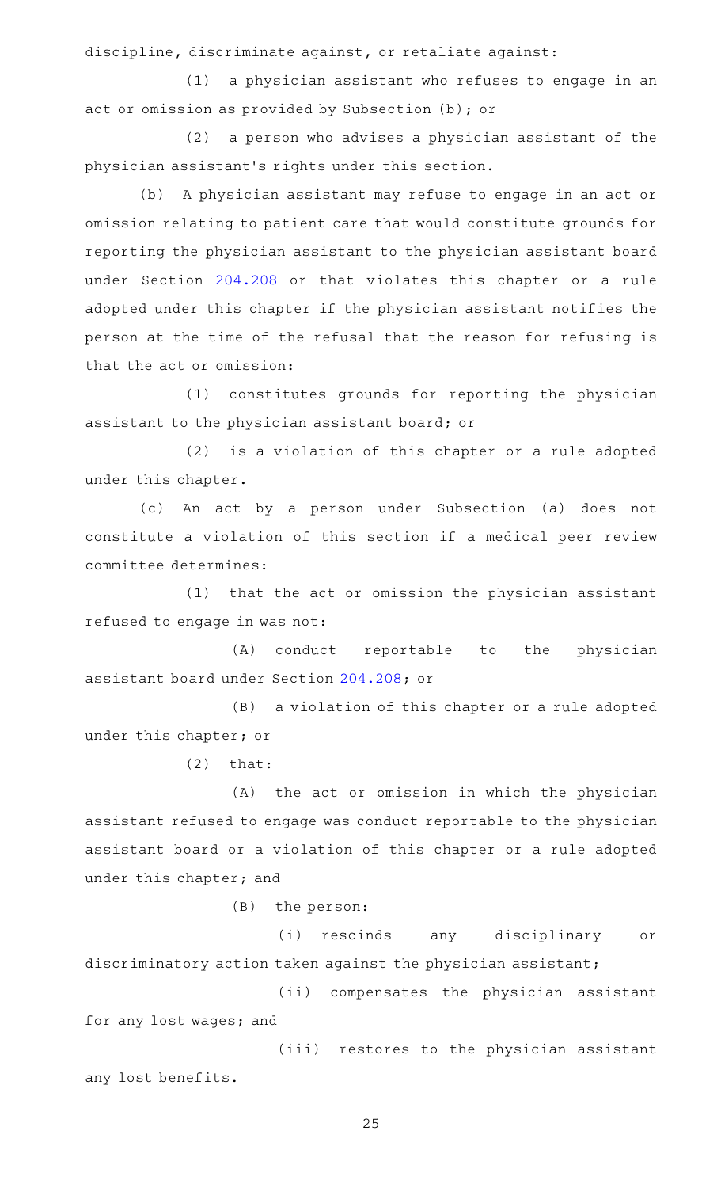discipline, discriminate against, or retaliate against:

(1) a physician assistant who refuses to engage in an act or omission as provided by Subsection (b); or

(2) a person who advises a physician assistant of the physician assistant's rights under this section.

(b) A physician assistant may refuse to engage in an act or omission relating to patient care that would constitute grounds for reporting the physician assistant to the physician assistant board under Section 204.208 or that violates this chapter or a rule adopted under this chapter if the physician assistant notifies the person at the time of the refusal that the reason for refusing is that the act or omission:

(1) constitutes grounds for reporting the physician assistant to the physician assistant board; or

(2) is a violation of this chapter or a rule adopted under this chapter.

(c) An act by a person under Subsection (a) does not constitute a violation of this section if a medical peer review committee determines:

(1) that the act or omission the physician assistant refused to engage in was not:

(A) conduct reportable to the physician assistant board under Section 204.208; or

(B) a violation of this chapter or a rule adopted under this chapter; or

(2) that:

(A) the act or omission in which the physician assistant refused to engage was conduct reportable to the physician assistant board or a violation of this chapter or a rule adopted under this chapter; and

(B) the person:

(i) rescinds any disciplinary or discriminatory action taken against the physician assistant;

(ii) compensates the physician assistant for any lost wages; and

(iii) restores to the physician assistant any lost benefits.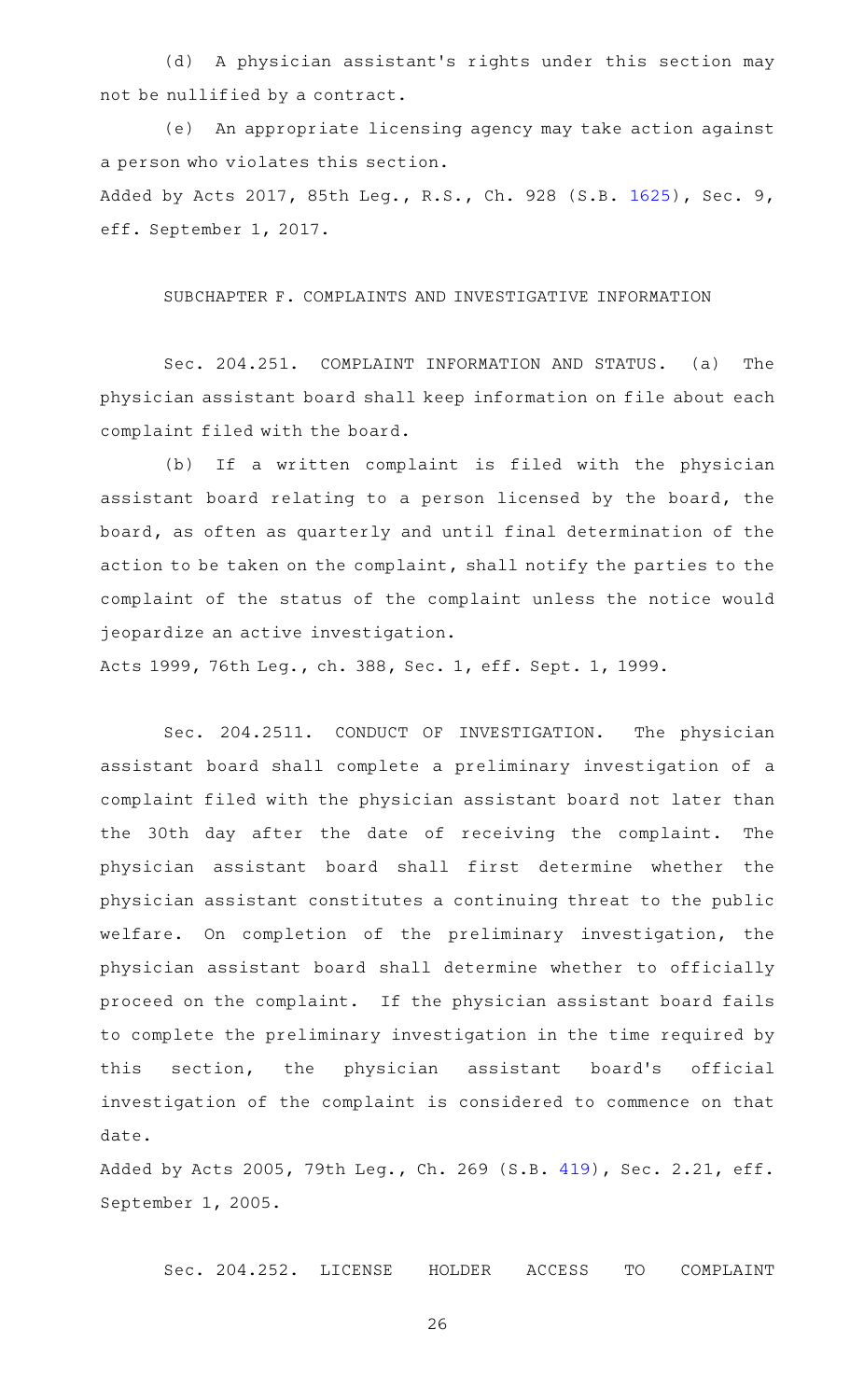(d) A physician assistant's rights under this section may not be nullified by a contract.

(e) An appropriate licensing agency may take action against a person who violates this section.

Added by Acts 2017, 85th Leg., R.S., Ch. 928 (S.B. 1625), Sec. 9, eff. September 1, 2017.

SUBCHAPTER F. COMPLAINTS AND INVESTIGATIVE INFORMATION

Sec. 204.251. COMPLAINT INFORMATION AND STATUS. (a) The physician assistant board shall keep information on file about each complaint filed with the board.

(b) If a written complaint is filed with the physician assistant board relating to a person licensed by the board, the board, as often as quarterly and until final determination of the action to be taken on the complaint, shall notify the parties to the complaint of the status of the complaint unless the notice would jeopardize an active investigation.

Acts 1999, 76th Leg., ch. 388, Sec. 1, eff. Sept. 1, 1999.

Sec. 204.2511. CONDUCT OF INVESTIGATION. The physician assistant board shall complete a preliminary investigation of a complaint filed with the physician assistant board not later than the 30th day after the date of receiving the complaint. The physician assistant board shall first determine whether the physician assistant constitutes a continuing threat to the public welfare. On completion of the preliminary investigation, the physician assistant board shall determine whether to officially proceed on the complaint. If the physician assistant board fails to complete the preliminary investigation in the time required by this section, the physician assistant board's official investigation of the complaint is considered to commence on that date.

Added by Acts 2005, 79th Leg., Ch. 269 (S.B. 419), Sec. 2.21, eff. September 1, 2005.

Sec. 204.252. LICENSE HOLDER ACCESS TO COMPLAINT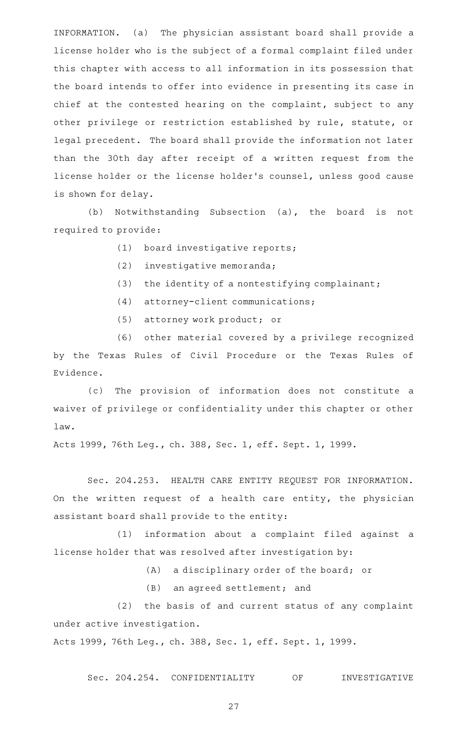INFORMATION. (a) The physician assistant board shall provide a license holder who is the subject of a formal complaint filed under this chapter with access to all information in its possession that the board intends to offer into evidence in presenting its case in chief at the contested hearing on the complaint, subject to any other privilege or restriction established by rule, statute, or legal precedent. The board shall provide the information not later than the 30th day after receipt of a written request from the license holder or the license holder's counsel, unless good cause is shown for delay.

(b) Notwithstanding Subsection (a), the board is not required to provide:

(1) board investigative reports;

(2) investigative memoranda;

(3) the identity of a nontestifying complainant;

(4) attorney-client communications;

(5) attorney work product; or

(6) other material covered by a privilege recognized by the Texas Rules of Civil Procedure or the Texas Rules of Evidence.

(c) The provision of information does not constitute a waiver of privilege or confidentiality under this chapter or other law.

Acts 1999, 76th Leg., ch. 388, Sec. 1, eff. Sept. 1, 1999.

Sec. 204.253. HEALTH CARE ENTITY REQUEST FOR INFORMATION. On the written request of a health care entity, the physician assistant board shall provide to the entity:

(1) information about a complaint filed against a license holder that was resolved after investigation by:

(A) a disciplinary order of the board; or

(B) an agreed settlement; and

(2) the basis of and current status of any complaint under active investigation.

Acts 1999, 76th Leg., ch. 388, Sec. 1, eff. Sept. 1, 1999.

Sec. 204.254. CONFIDENTIALITY OF INVESTIGATIVE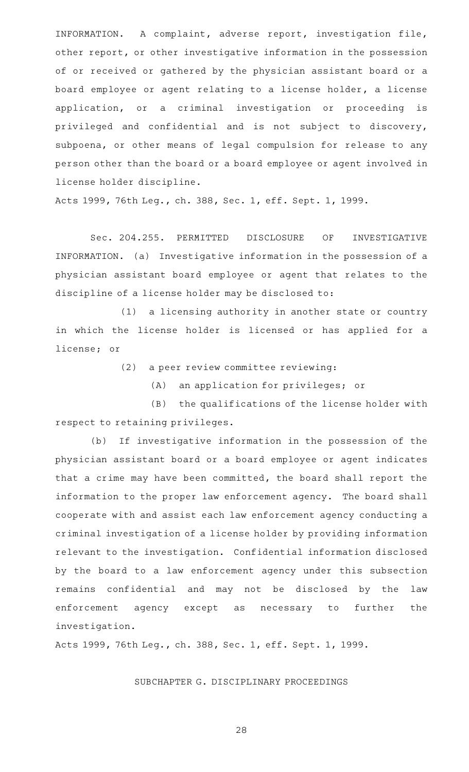INFORMATION. A complaint, adverse report, investigation file, other report, or other investigative information in the possession of or received or gathered by the physician assistant board or a board employee or agent relating to a license holder, a license application, or a criminal investigation or proceeding is privileged and confidential and is not subject to discovery, subpoena, or other means of legal compulsion for release to any person other than the board or a board employee or agent involved in license holder discipline.

Acts 1999, 76th Leg., ch. 388, Sec. 1, eff. Sept. 1, 1999.

Sec. 204.255. PERMITTED DISCLOSURE OF INVESTIGATIVE INFORMATION. (a) Investigative information in the possession of a physician assistant board employee or agent that relates to the discipline of a license holder may be disclosed to:

(1) a licensing authority in another state or country in which the license holder is licensed or has applied for a license; or

(2) a peer review committee reviewing:

(A) an application for privileges; or

(B) the qualifications of the license holder with respect to retaining privileges.

(b) If investigative information in the possession of the physician assistant board or a board employee or agent indicates that a crime may have been committed, the board shall report the information to the proper law enforcement agency. The board shall cooperate with and assist each law enforcement agency conducting a criminal investigation of a license holder by providing information relevant to the investigation. Confidential information disclosed by the board to a law enforcement agency under this subsection remains confidential and may not be disclosed by the law enforcement agency except as necessary to further the investigation.

Acts 1999, 76th Leg., ch. 388, Sec. 1, eff. Sept. 1, 1999.

SUBCHAPTER G. DISCIPLINARY PROCEEDINGS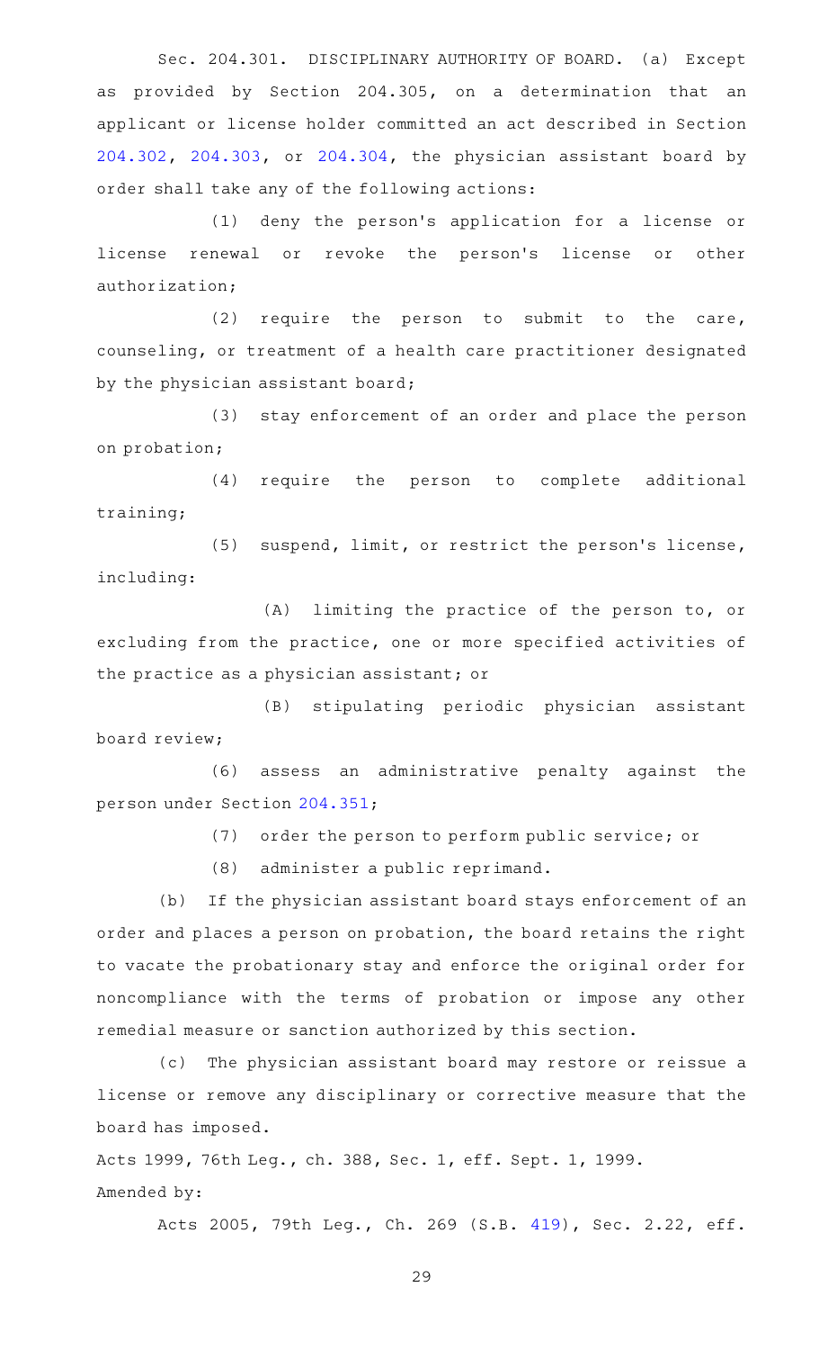Sec. 204.301. DISCIPLINARY AUTHORITY OF BOARD. (a) Except as provided by Section 204.305, on a determination that an applicant or license holder committed an act described in Section 204.302, 204.303, or 204.304, the physician assistant board by order shall take any of the following actions:

(1) deny the person's application for a license or license renewal or revoke the person's license or other authorization;

(2) require the person to submit to the care, counseling, or treatment of a health care practitioner designated by the physician assistant board;

(3) stay enforcement of an order and place the person on probation;

(4) require the person to complete additional training;

(5) suspend, limit, or restrict the person's license, including:

(A) limiting the practice of the person to, or excluding from the practice, one or more specified activities of the practice as a physician assistant; or

(B) stipulating periodic physician assistant board review;

(6) assess an administrative penalty against the person under Section 204.351;

(7) order the person to perform public service; or

(8) administer a public reprimand.

(b) If the physician assistant board stays enforcement of an order and places a person on probation, the board retains the right to vacate the probationary stay and enforce the original order for noncompliance with the terms of probation or impose any other remedial measure or sanction authorized by this section.

(c) The physician assistant board may restore or reissue a license or remove any disciplinary or corrective measure that the board has imposed.

Acts 1999, 76th Leg., ch. 388, Sec. 1, eff. Sept. 1, 1999.

Amended by:

Acts 2005, 79th Leg., Ch. 269 (S.B. 419), Sec. 2.22, eff.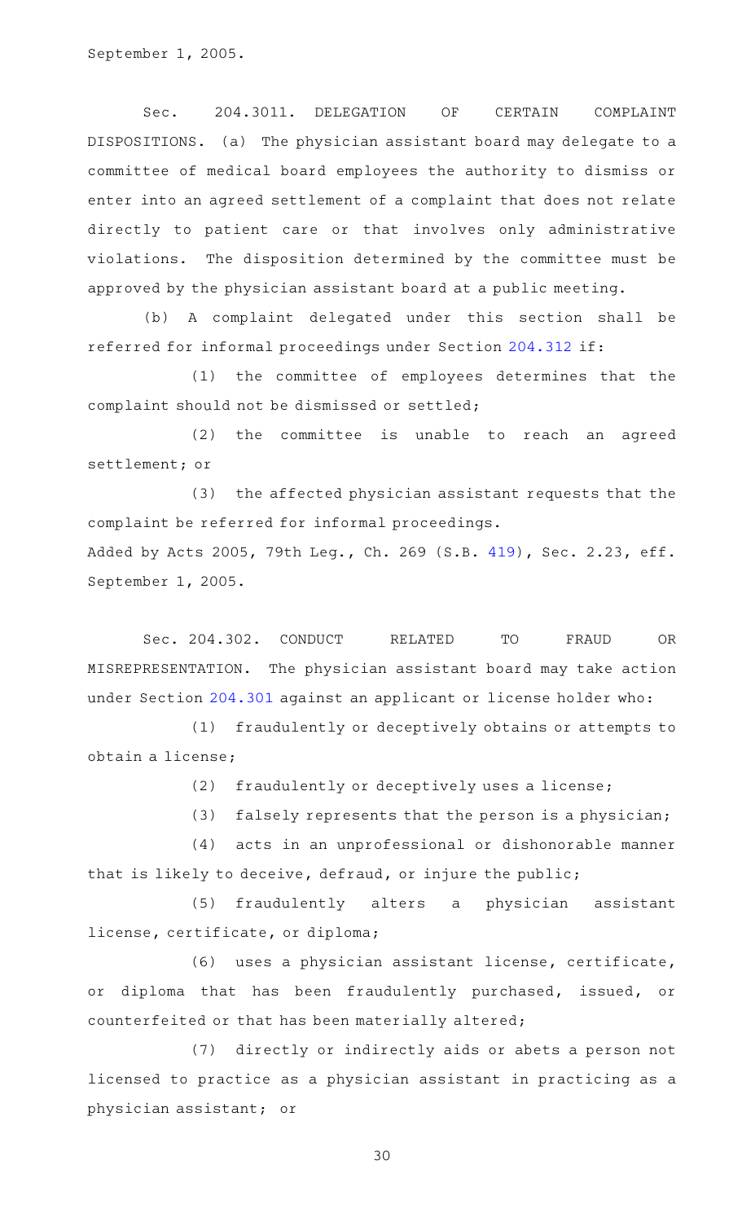September 1, 2005.

Sec. 204.3011. DELEGATION OF CERTAIN COMPLAINT DISPOSITIONS. (a) The physician assistant board may delegate to a committee of medical board employees the authority to dismiss or enter into an agreed settlement of a complaint that does not relate directly to patient care or that involves only administrative violations. The disposition determined by the committee must be approved by the physician assistant board at a public meeting.

(b) A complaint delegated under this section shall be referred for informal proceedings under Section 204.312 if:

(1) the committee of employees determines that the complaint should not be dismissed or settled;

(2) the committee is unable to reach an agreed settlement; or

(3) the affected physician assistant requests that the complaint be referred for informal proceedings.

Added by Acts 2005, 79th Leg., Ch. 269 (S.B. 419), Sec. 2.23, eff. September 1, 2005.

Sec. 204.302. CONDUCT RELATED TO FRAUD OR MISREPRESENTATION. The physician assistant board may take action under Section 204.301 against an applicant or license holder who:

(1) fraudulently or deceptively obtains or attempts to obtain a license;

(2) fraudulently or deceptively uses a license;

(3) falsely represents that the person is a physician;

(4) acts in an unprofessional or dishonorable manner that is likely to deceive, defraud, or injure the public;

(5) fraudulently alters a physician assistant license, certificate, or diploma;

(6) uses a physician assistant license, certificate, or diploma that has been fraudulently purchased, issued, or counterfeited or that has been materially altered;

(7) directly or indirectly aids or abets a person not licensed to practice as a physician assistant in practicing as a physician assistant; or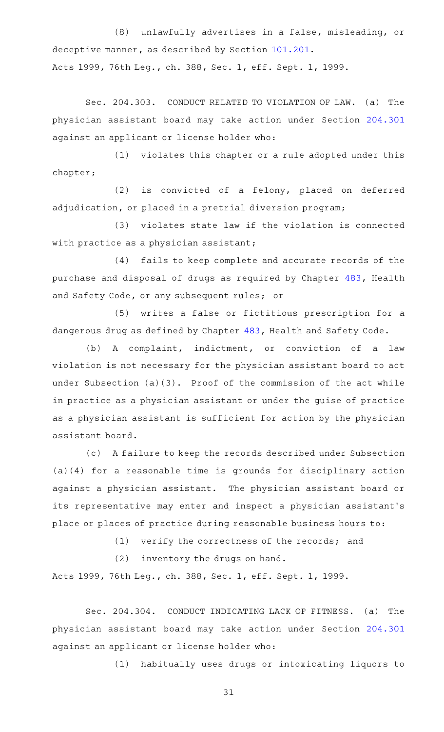(8) unlawfully advertises in a false, misleading, or deceptive manner, as described by Section 101.201.

Acts 1999, 76th Leg., ch. 388, Sec. 1, eff. Sept. 1, 1999.

Sec. 204.303. CONDUCT RELATED TO VIOLATION OF LAW. (a) The physician assistant board may take action under Section 204.301 against an applicant or license holder who:

(1) violates this chapter or a rule adopted under this chapter;

(2) is convicted of a felony, placed on deferred adjudication, or placed in a pretrial diversion program;

(3) violates state law if the violation is connected with practice as a physician assistant;

(4) fails to keep complete and accurate records of the purchase and disposal of drugs as required by Chapter 483, Health and Safety Code, or any subsequent rules; or

(5) writes a false or fictitious prescription for a dangerous drug as defined by Chapter 483, Health and Safety Code.

(b) A complaint, indictment, or conviction of a law violation is not necessary for the physician assistant board to act under Subsection (a)(3). Proof of the commission of the act while in practice as a physician assistant or under the guise of practice as a physician assistant is sufficient for action by the physician assistant board.

(c) A failure to keep the records described under Subsection (a)(4) for a reasonable time is grounds for disciplinary action against a physician assistant. The physician assistant board or its representative may enter and inspect a physician assistant's place or places of practice during reasonable business hours to:

(1) verify the correctness of the records; and

(2) inventory the drugs on hand.

Acts 1999, 76th Leg., ch. 388, Sec. 1, eff. Sept. 1, 1999.

Sec. 204.304. CONDUCT INDICATING LACK OF FITNESS. (a) The physician assistant board may take action under Section 204.301 against an applicant or license holder who:

(1) habitually uses drugs or intoxicating liquors to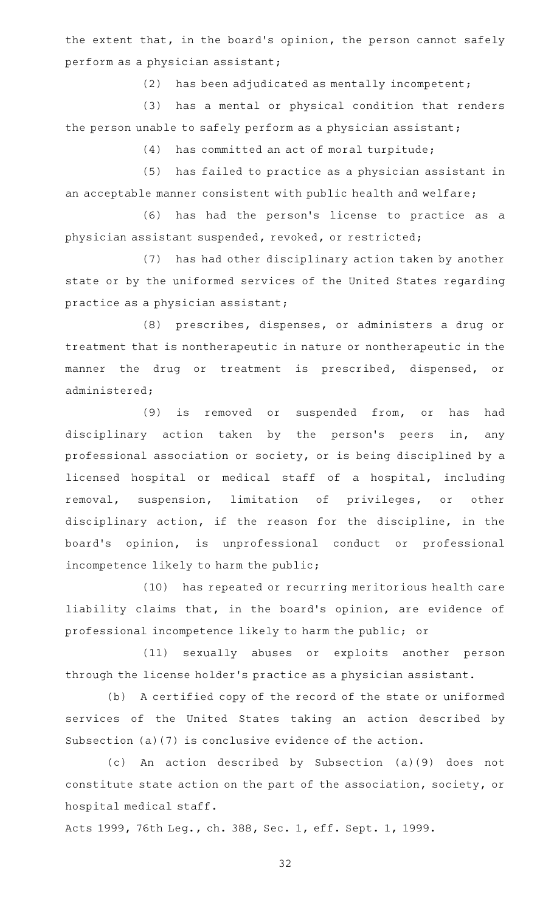the extent that, in the board's opinion, the person cannot safely perform as a physician assistant;

(2) has been adjudicated as mentally incompetent;

(3) has a mental or physical condition that renders the person unable to safely perform as a physician assistant;

(4) has committed an act of moral turpitude;

(5) has failed to practice as a physician assistant in an acceptable manner consistent with public health and welfare;

(6) has had the person's license to practice as a physician assistant suspended, revoked, or restricted;

(7) has had other disciplinary action taken by another state or by the uniformed services of the United States regarding practice as a physician assistant;

(8) prescribes, dispenses, or administers a drug or treatment that is nontherapeutic in nature or nontherapeutic in the manner the drug or treatment is prescribed, dispensed, or administered;

(9) is removed or suspended from, or has had disciplinary action taken by the person's peers in, any professional association or society, or is being disciplined by a licensed hospital or medical staff of a hospital, including removal, suspension, limitation of privileges, or other disciplinary action, if the reason for the discipline, in the board's opinion, is unprofessional conduct or professional incompetence likely to harm the public;

(10) has repeated or recurring meritorious health care liability claims that, in the board's opinion, are evidence of professional incompetence likely to harm the public; or

(11) sexually abuses or exploits another person through the license holder's practice as a physician assistant.

(b) A certified copy of the record of the state or uniformed services of the United States taking an action described by Subsection (a)(7) is conclusive evidence of the action.

(c) An action described by Subsection (a)(9) does not constitute state action on the part of the association, society, or hospital medical staff.

Acts 1999, 76th Leg., ch. 388, Sec. 1, eff. Sept. 1, 1999.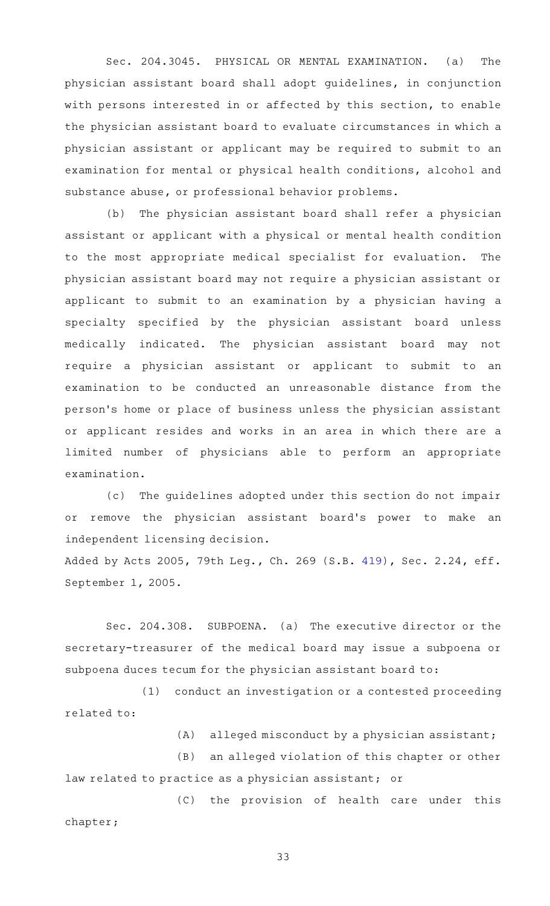Sec. 204.3045. PHYSICAL OR MENTAL EXAMINATION. (a) The physician assistant board shall adopt guidelines, in conjunction with persons interested in or affected by this section, to enable the physician assistant board to evaluate circumstances in which a physician assistant or applicant may be required to submit to an examination for mental or physical health conditions, alcohol and substance abuse, or professional behavior problems.

(b) The physician assistant board shall refer a physician assistant or applicant with a physical or mental health condition to the most appropriate medical specialist for evaluation. The physician assistant board may not require a physician assistant or applicant to submit to an examination by a physician having a specialty specified by the physician assistant board unless medically indicated. The physician assistant board may not require a physician assistant or applicant to submit to an examination to be conducted an unreasonable distance from the person's home or place of business unless the physician assistant or applicant resides and works in an area in which there are a limited number of physicians able to perform an appropriate examination.

(c) The guidelines adopted under this section do not impair or remove the physician assistant board's power to make an independent licensing decision.

Added by Acts 2005, 79th Leg., Ch. 269 (S.B. 419), Sec. 2.24, eff. September 1, 2005.

Sec. 204.308. SUBPOENA. (a) The executive director or the secretary-treasurer of the medical board may issue a subpoena or subpoena duces tecum for the physician assistant board to:

(1) conduct an investigation or a contested proceeding related to:

(A) alleged misconduct by a physician assistant;

(B) an alleged violation of this chapter or other law related to practice as a physician assistant; or

(C) the provision of health care under this chapter;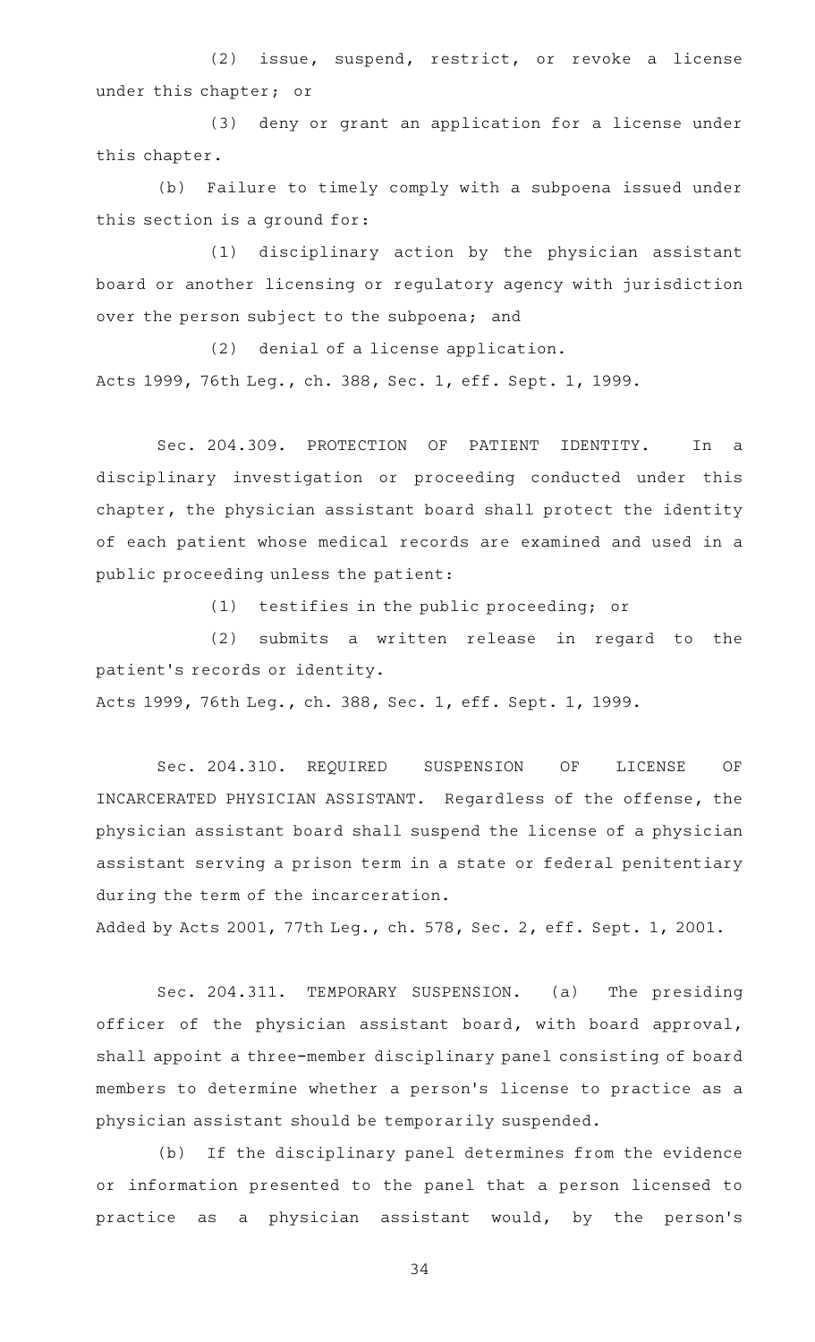(2) issue, suspend, restrict, or revoke a license under this chapter; or

(3) deny or grant an application for a license under this chapter.

(b) Failure to timely comply with a subpoena issued under this section is a ground for:

(1) disciplinary action by the physician assistant board or another licensing or regulatory agency with jurisdiction over the person subject to the subpoena; and

(2) denial of a license application.

Acts 1999, 76th Leg., ch. 388, Sec. 1, eff. Sept. 1, 1999.

Sec. 204.309. PROTECTION OF PATIENT IDENTITY. In a disciplinary investigation or proceeding conducted under this chapter, the physician assistant board shall protect the identity of each patient whose medical records are examined and used in a public proceeding unless the patient:

(1) testifies in the public proceeding; or

(2) submits a written release in regard to the patient's records or identity.

Acts 1999, 76th Leg., ch. 388, Sec. 1, eff. Sept. 1, 1999.

Sec. 204.310. REQUIRED SUSPENSION OF LICENSE OF INCARCERATED PHYSICIAN ASSISTANT. Regardless of the offense, the physician assistant board shall suspend the license of a physician assistant serving a prison term in a state or federal penitentiary during the term of the incarceration.

Added by Acts 2001, 77th Leg., ch. 578, Sec. 2, eff. Sept. 1, 2001.

Sec. 204.311. TEMPORARY SUSPENSION. (a) The presiding officer of the physician assistant board, with board approval, shall appoint a three-member disciplinary panel consisting of board members to determine whether a person's license to practice as a physician assistant should be temporarily suspended.

(b) If the disciplinary panel determines from the evidence or information presented to the panel that a person licensed to practice as a physician assistant would, by the person's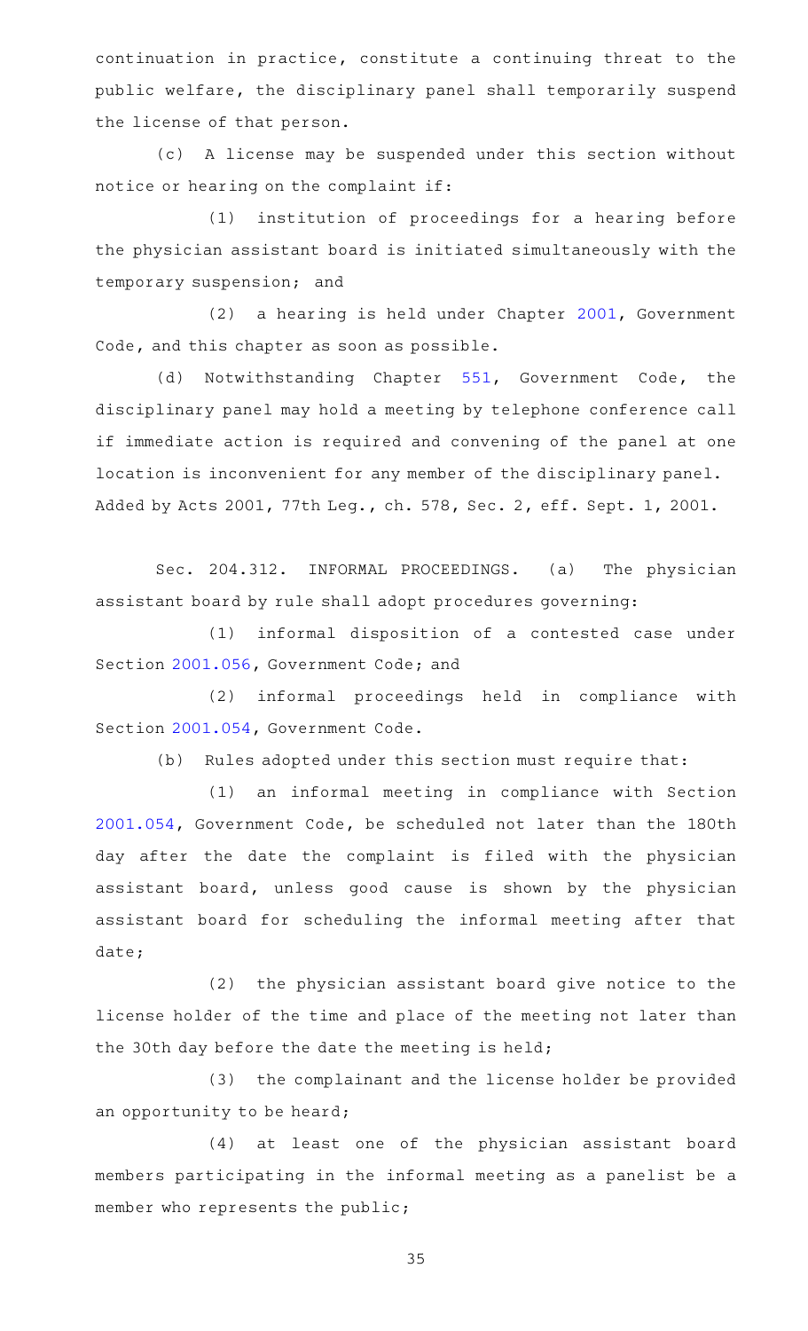continuation in practice, constitute a continuing threat to the public welfare, the disciplinary panel shall temporarily suspend the license of that person.

(c) A license may be suspended under this section without notice or hearing on the complaint if:

(1) institution of proceedings for a hearing before the physician assistant board is initiated simultaneously with the temporary suspension; and

(2) a hearing is held under Chapter 2001, Government Code, and this chapter as soon as possible.

(d) Notwithstanding Chapter 551, Government Code, the disciplinary panel may hold a meeting by telephone conference call if immediate action is required and convening of the panel at one location is inconvenient for any member of the disciplinary panel.

Added by Acts 2001, 77th Leg., ch. 578, Sec. 2, eff. Sept. 1, 2001.

Sec. 204.312. INFORMAL PROCEEDINGS. (a) The physician assistant board by rule shall adopt procedures governing:

(1) informal disposition of a contested case under Section 2001.056, Government Code; and

(2) informal proceedings held in compliance with Section 2001.054, Government Code.

(b) Rules adopted under this section must require that:

(1) an informal meeting in compliance with Section 2001.054, Government Code, be scheduled not later than the 180th day after the date the complaint is filed with the physician assistant board, unless good cause is shown by the physician assistant board for scheduling the informal meeting after that date;

(2) the physician assistant board give notice to the license holder of the time and place of the meeting not later than the 30th day before the date the meeting is held;

(3) the complainant and the license holder be provided an opportunity to be heard;

(4) at least one of the physician assistant board members participating in the informal meeting as a panelist be a member who represents the public;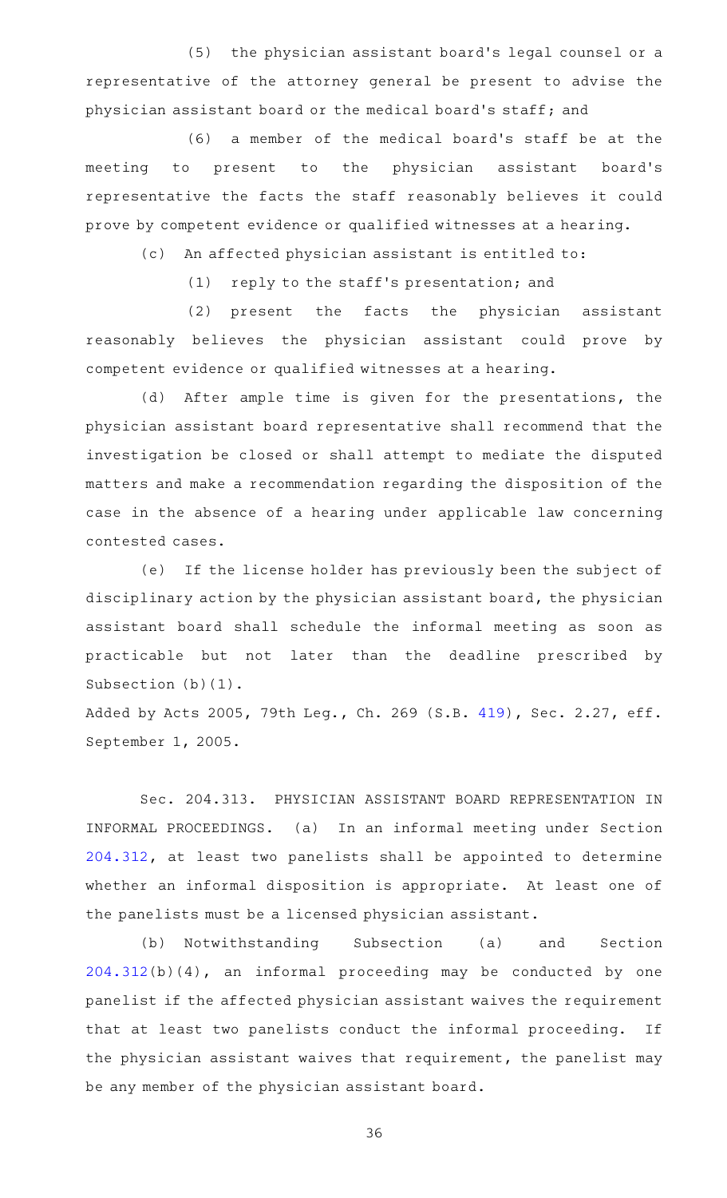(5) the physician assistant board's legal counsel or a representative of the attorney general be present to advise the physician assistant board or the medical board's staff; and

(6) a member of the medical board's staff be at the meeting to present to the physician assistant board's representative the facts the staff reasonably believes it could prove by competent evidence or qualified witnesses at a hearing.

(c) An affected physician assistant is entitled to:

(1) reply to the staff's presentation; and

(2) present the facts the physician assistant reasonably believes the physician assistant could prove by competent evidence or qualified witnesses at a hearing.

(d) After ample time is given for the presentations, the physician assistant board representative shall recommend that the investigation be closed or shall attempt to mediate the disputed matters and make a recommendation regarding the disposition of the case in the absence of a hearing under applicable law concerning contested cases.

(e) If the license holder has previously been the subject of disciplinary action by the physician assistant board, the physician assistant board shall schedule the informal meeting as soon as practicable but not later than the deadline prescribed by Subsection (b)(1).

Added by Acts 2005, 79th Leg., Ch. 269 (S.B. 419), Sec. 2.27, eff. September 1, 2005.

Sec. 204.313. PHYSICIAN ASSISTANT BOARD REPRESENTATION IN INFORMAL PROCEEDINGS. (a) In an informal meeting under Section 204.312, at least two panelists shall be appointed to determine whether an informal disposition is appropriate. At least one of the panelists must be a licensed physician assistant.

(b) Notwithstanding Subsection (a) and Section 204.312(b)(4), an informal proceeding may be conducted by one panelist if the affected physician assistant waives the requirement that at least two panelists conduct the informal proceeding. If the physician assistant waives that requirement, the panelist may be any member of the physician assistant board.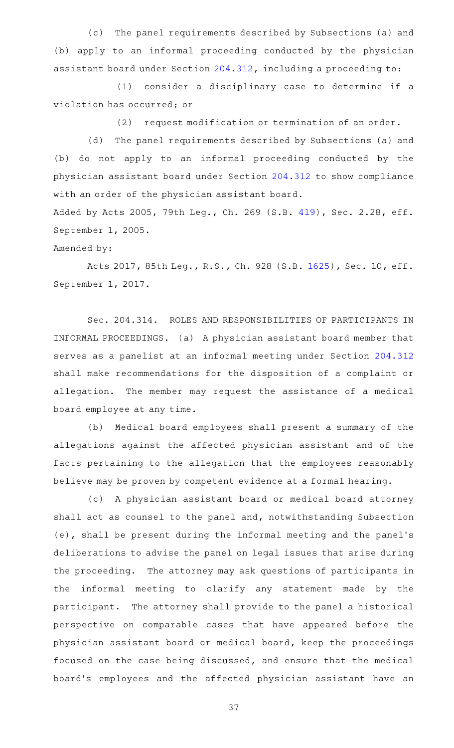(c) The panel requirements described by Subsections (a) and (b) apply to an informal proceeding conducted by the physician assistant board under Section 204.312, including a proceeding to:

(1) consider a disciplinary case to determine if a violation has occurred; or

(2) request modification or termination of an order.

(d) The panel requirements described by Subsections (a) and (b) do not apply to an informal proceeding conducted by the physician assistant board under Section 204.312 to show compliance with an order of the physician assistant board.

Added by Acts 2005, 79th Leg., Ch. 269 (S.B. 419), Sec. 2.28, eff. September 1, 2005.

Amended by:

Acts 2017, 85th Leg., R.S., Ch. 928 (S.B. 1625), Sec. 10, eff. September 1, 2017.

Sec. 204.314. ROLES AND RESPONSIBILITIES OF PARTICIPANTS IN INFORMAL PROCEEDINGS. (a) A physician assistant board member that serves as a panelist at an informal meeting under Section 204.312 shall make recommendations for the disposition of a complaint or allegation. The member may request the assistance of a medical board employee at any time.

(b) Medical board employees shall present a summary of the allegations against the affected physician assistant and of the facts pertaining to the allegation that the employees reasonably believe may be proven by competent evidence at a formal hearing.

(c) A physician assistant board or medical board attorney shall act as counsel to the panel and, notwithstanding Subsection (e), shall be present during the informal meeting and the panel's deliberations to advise the panel on legal issues that arise during the proceeding. The attorney may ask questions of participants in the informal meeting to clarify any statement made by the participant. The attorney shall provide to the panel a historical perspective on comparable cases that have appeared before the physician assistant board or medical board, keep the proceedings focused on the case being discussed, and ensure that the medical board's employees and the affected physician assistant have an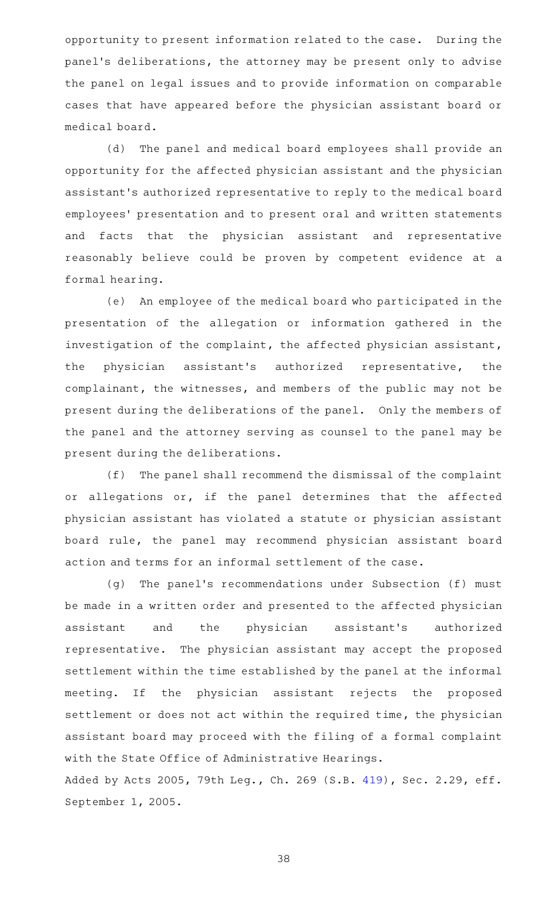opportunity to present information related to the case. During the panel's deliberations, the attorney may be present only to advise the panel on legal issues and to provide information on comparable cases that have appeared before the physician assistant board or medical board.

(d) The panel and medical board employees shall provide an opportunity for the affected physician assistant and the physician assistant's authorized representative to reply to the medical board employees' presentation and to present oral and written statements and facts that the physician assistant and representative reasonably believe could be proven by competent evidence at a formal hearing.

(e) An employee of the medical board who participated in the presentation of the allegation or information gathered in the investigation of the complaint, the affected physician assistant, the physician assistant's authorized representative, the complainant, the witnesses, and members of the public may not be present during the deliberations of the panel. Only the members of the panel and the attorney serving as counsel to the panel may be present during the deliberations.

(f) The panel shall recommend the dismissal of the complaint or allegations or, if the panel determines that the affected physician assistant has violated a statute or physician assistant board rule, the panel may recommend physician assistant board action and terms for an informal settlement of the case.

(g) The panel's recommendations under Subsection (f) must be made in a written order and presented to the affected physician assistant and the physician assistant's authorized representative. The physician assistant may accept the proposed settlement within the time established by the panel at the informal meeting. If the physician assistant rejects the proposed settlement or does not act within the required time, the physician assistant board may proceed with the filing of a formal complaint with the State Office of Administrative Hearings.

Added by Acts 2005, 79th Leg., Ch. 269 (S.B. 419), Sec. 2.29, eff. September 1, 2005.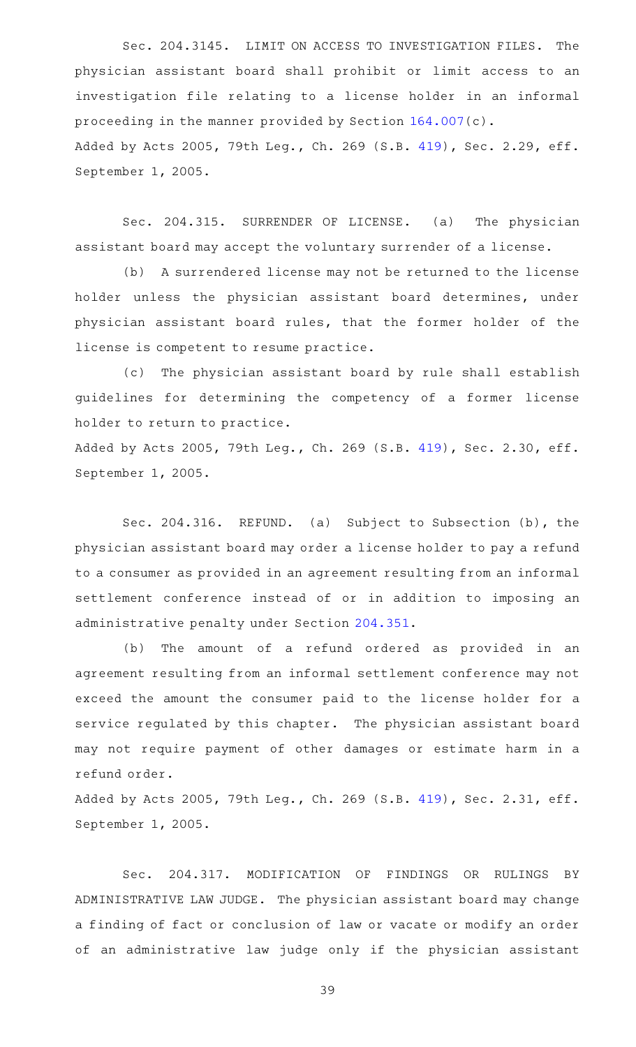Sec. 204.3145. LIMIT ON ACCESS TO INVESTIGATION FILES. The physician assistant board shall prohibit or limit access to an investigation file relating to a license holder in an informal proceeding in the manner provided by Section 164.007(c).

Added by Acts 2005, 79th Leg., Ch. 269 (S.B. 419), Sec. 2.29, eff. September 1, 2005.

Sec. 204.315. SURRENDER OF LICENSE. (a) The physician assistant board may accept the voluntary surrender of a license.

(b) A surrendered license may not be returned to the license holder unless the physician assistant board determines, under physician assistant board rules, that the former holder of the license is competent to resume practice.

(c) The physician assistant board by rule shall establish guidelines for determining the competency of a former license holder to return to practice.

Added by Acts 2005, 79th Leg., Ch. 269 (S.B. 419), Sec. 2.30, eff. September 1, 2005.

Sec. 204.316. REFUND. (a) Subject to Subsection (b), the physician assistant board may order a license holder to pay a refund to a consumer as provided in an agreement resulting from an informal settlement conference instead of or in addition to imposing an administrative penalty under Section 204.351.

(b) The amount of a refund ordered as provided in an agreement resulting from an informal settlement conference may not exceed the amount the consumer paid to the license holder for a service regulated by this chapter. The physician assistant board may not require payment of other damages or estimate harm in a refund order.

Added by Acts 2005, 79th Leg., Ch. 269 (S.B. 419), Sec. 2.31, eff. September 1, 2005.

Sec. 204.317. MODIFICATION OF FINDINGS OR RULINGS BY ADMINISTRATIVE LAW JUDGE. The physician assistant board may change a finding of fact or conclusion of law or vacate or modify an order of an administrative law judge only if the physician assistant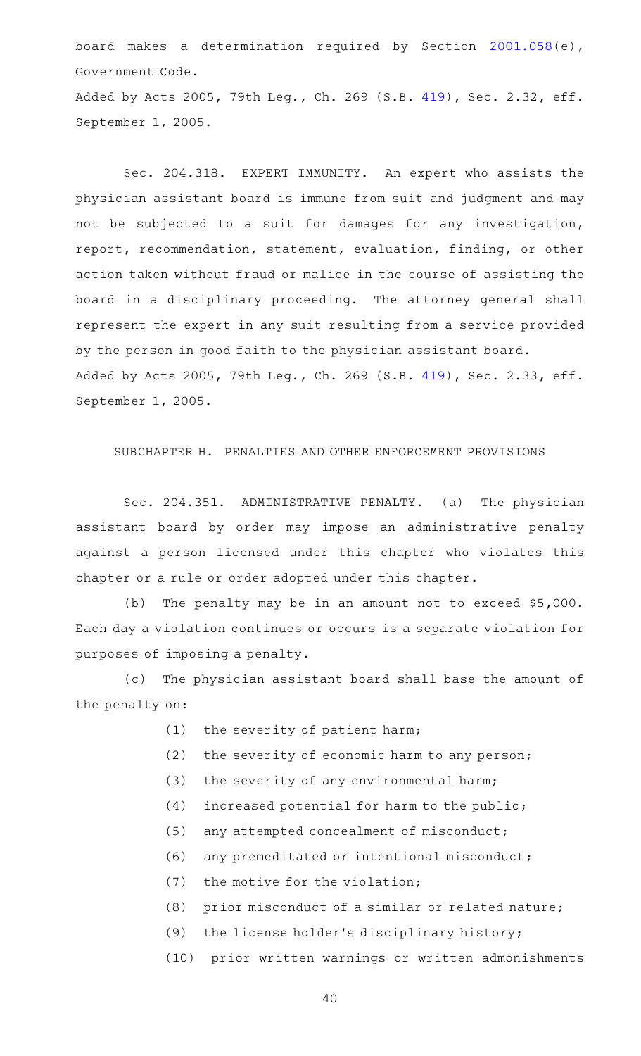board makes a determination required by Section 2001.058(e), Government Code.

Added by Acts 2005, 79th Leg., Ch. 269 (S.B. 419), Sec. 2.32, eff. September 1, 2005.

Sec. 204.318. EXPERT IMMUNITY. An expert who assists the physician assistant board is immune from suit and judgment and may not be subjected to a suit for damages for any investigation, report, recommendation, statement, evaluation, finding, or other action taken without fraud or malice in the course of assisting the board in a disciplinary proceeding. The attorney general shall represent the expert in any suit resulting from a service provided by the person in good faith to the physician assistant board.

Added by Acts 2005, 79th Leg., Ch. 269 (S.B. 419), Sec. 2.33, eff. September 1, 2005.

SUBCHAPTER H. PENALTIES AND OTHER ENFORCEMENT PROVISIONS

Sec. 204.351. ADMINISTRATIVE PENALTY. (a) The physician assistant board by order may impose an administrative penalty against a person licensed under this chapter who violates this chapter or a rule or order adopted under this chapter.

(b) The penalty may be in an amount not to exceed $5,000. Each day a violation continues or occurs is a separate violation for purposes of imposing a penalty.

(c) The physician assistant board shall base the amount of the penalty on:

(1) the severity of patient harm;

(2) the severity of economic harm to any person;

(3) the severity of any environmental harm;

(4) increased potential for harm to the public;

(5) any attempted concealment of misconduct;

(6) any premeditated or intentional misconduct;

(7) the motive for the violation;

(8) prior misconduct of a similar or related nature;

(9) the license holder's disciplinary history;

(10) prior written warnings or written admonishments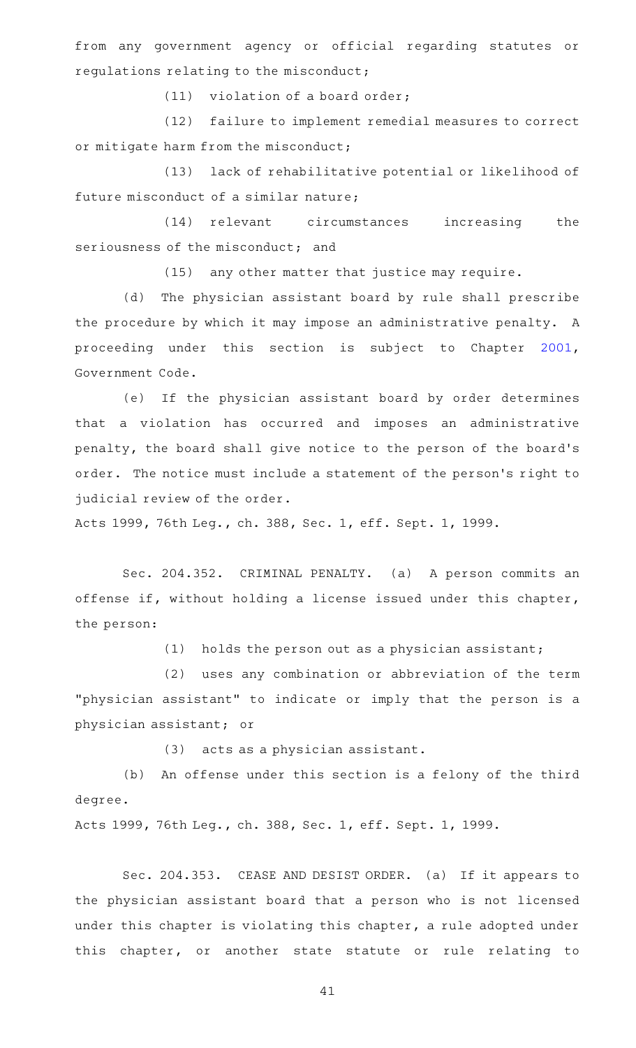from any government agency or official regarding statutes or regulations relating to the misconduct;

(11) violation of a board order;

(12) failure to implement remedial measures to correct or mitigate harm from the misconduct;

(13) lack of rehabilitative potential or likelihood of future misconduct of a similar nature;

(14) relevant circumstances increasing the seriousness of the misconduct; and

(15) any other matter that justice may require.

(d) The physician assistant board by rule shall prescribe the procedure by which it may impose an administrative penalty. A proceeding under this section is subject to Chapter 2001, Government Code.

(e) If the physician assistant board by order determines that a violation has occurred and imposes an administrative penalty, the board shall give notice to the person of the board's order. The notice must include a statement of the person's right to judicial review of the order.

Acts 1999, 76th Leg., ch. 388, Sec. 1, eff. Sept. 1, 1999.

Sec. 204.352. CRIMINAL PENALTY. (a) A person commits an offense if, without holding a license issued under this chapter, the person:

(1) holds the person out as a physician assistant;

(2) uses any combination or abbreviation of the term "physician assistant" to indicate or imply that the person is a physician assistant; or

(3) acts as a physician assistant.

(b) An offense under this section is a felony of the third degree.

Acts 1999, 76th Leg., ch. 388, Sec. 1, eff. Sept. 1, 1999.

Sec. 204.353. CEASE AND DESIST ORDER. (a) If it appears to the physician assistant board that a person who is not licensed under this chapter is violating this chapter, a rule adopted under this chapter, or another state statute or rule relating to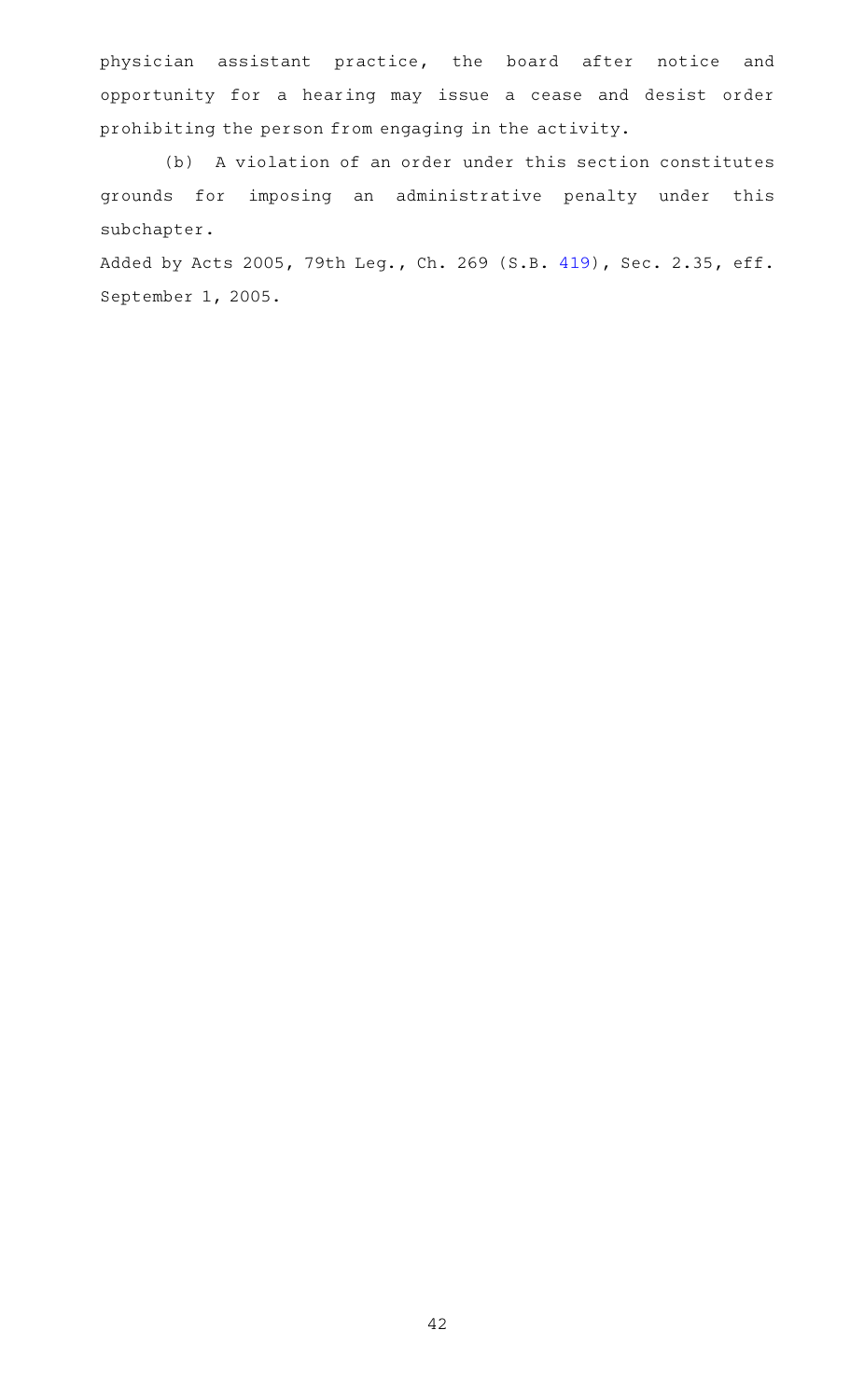physician assistant practice, the board after notice and opportunity for a hearing may issue a cease and desist order prohibiting the person from engaging in the activity.

(b) A violation of an order under this section constitutes grounds for imposing an administrative penalty under this subchapter.

Added by Acts 2005, 79th Leg., Ch. 269 (S.B. 419), Sec. 2.35, eff. September 1, 2005.